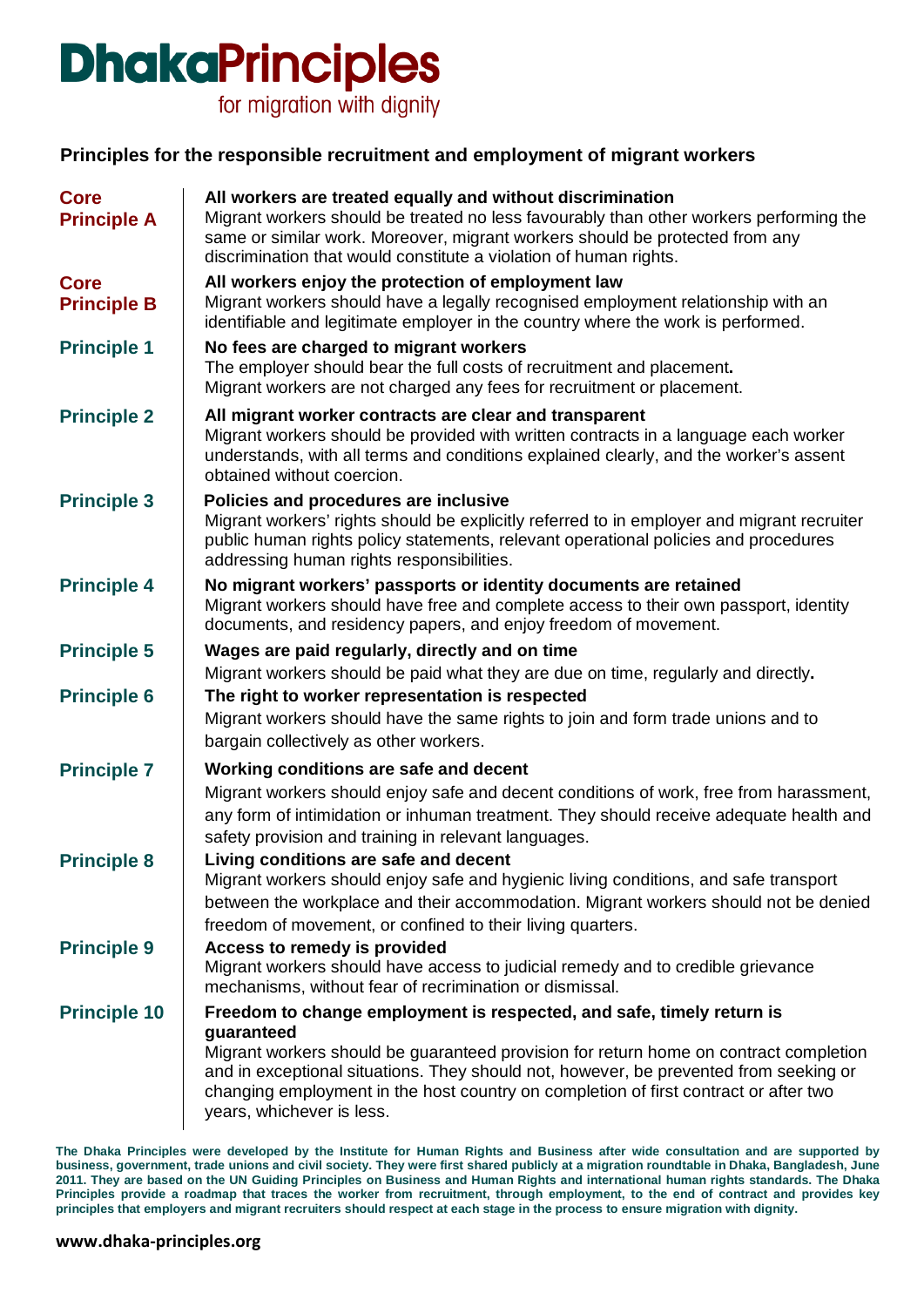# DhakaPrinciples

for migration with dignity

## Principles for the responsible recruitment and employment of migrant workers

**Core Principle A** — **All workers are treated equally and without discrimination**
Migrant workers should be treated no less favourably than other workers performing the same or similar work. Moreover, migrant workers should be protected from any discrimination that would constitute a violation of human rights.

**Core Principle B** — **All workers enjoy the protection of employment law**
Migrant workers should have a legally recognised employment relationship with an identifiable and legitimate employer in the country where the work is performed.

**Principle 1** — **No fees are charged to migrant workers**
The employer should bear the full costs of recruitment and placement**.**
Migrant workers are not charged any fees for recruitment or placement.

**Principle 2** — **All migrant worker contracts are clear and transparent**
Migrant workers should be provided with written contracts in a language each worker understands, with all terms and conditions explained clearly, and the worker's assent obtained without coercion.

**Principle 3** — **Policies and procedures are inclusive**
Migrant workers' rights should be explicitly referred to in employer and migrant recruiter public human rights policy statements, relevant operational policies and procedures addressing human rights responsibilities.

**Principle 4** — **No migrant workers' passports or identity documents are retained**
Migrant workers should have free and complete access to their own passport, identity documents, and residency papers, and enjoy freedom of movement.

**Principle 5** — **Wages are paid regularly, directly and on time**
Migrant workers should be paid what they are due on time, regularly and directly**.**

**Principle 6** — **The right to worker representation is respected**
Migrant workers should have the same rights to join and form trade unions and to bargain collectively as other workers.

**Principle 7** — **Working conditions are safe and decent**
Migrant workers should enjoy safe and decent conditions of work, free from harassment, any form of intimidation or inhuman treatment. They should receive adequate health and safety provision and training in relevant languages.

**Principle 8** — **Living conditions are safe and decent**
Migrant workers should enjoy safe and hygienic living conditions, and safe transport between the workplace and their accommodation. Migrant workers should not be denied freedom of movement, or confined to their living quarters.

**Principle 9** — **Access to remedy is provided**
Migrant workers should have access to judicial remedy and to credible grievance mechanisms, without fear of recrimination or dismissal.

**Principle 10** — **Freedom to change employment is respected, and safe, timely return is guaranteed**
Migrant workers should be guaranteed provision for return home on contract completion and in exceptional situations. They should not, however, be prevented from seeking or changing employment in the host country on completion of first contract or after two years, whichever is less.

**The Dhaka Principles were developed by the Institute for Human Rights and Business after wide consultation and are supported by business, government, trade unions and civil society. They were first shared publicly at a migration roundtable in Dhaka, Bangladesh, June 2011. They are based on the UN Guiding Principles on Business and Human Rights and international human rights standards. The Dhaka Principles provide a roadmap that traces the worker from recruitment, through employment, to the end of contract and provides key principles that employers and migrant recruiters should respect at each stage in the process to ensure migration with dignity.**

**www.dhaka-principles.org**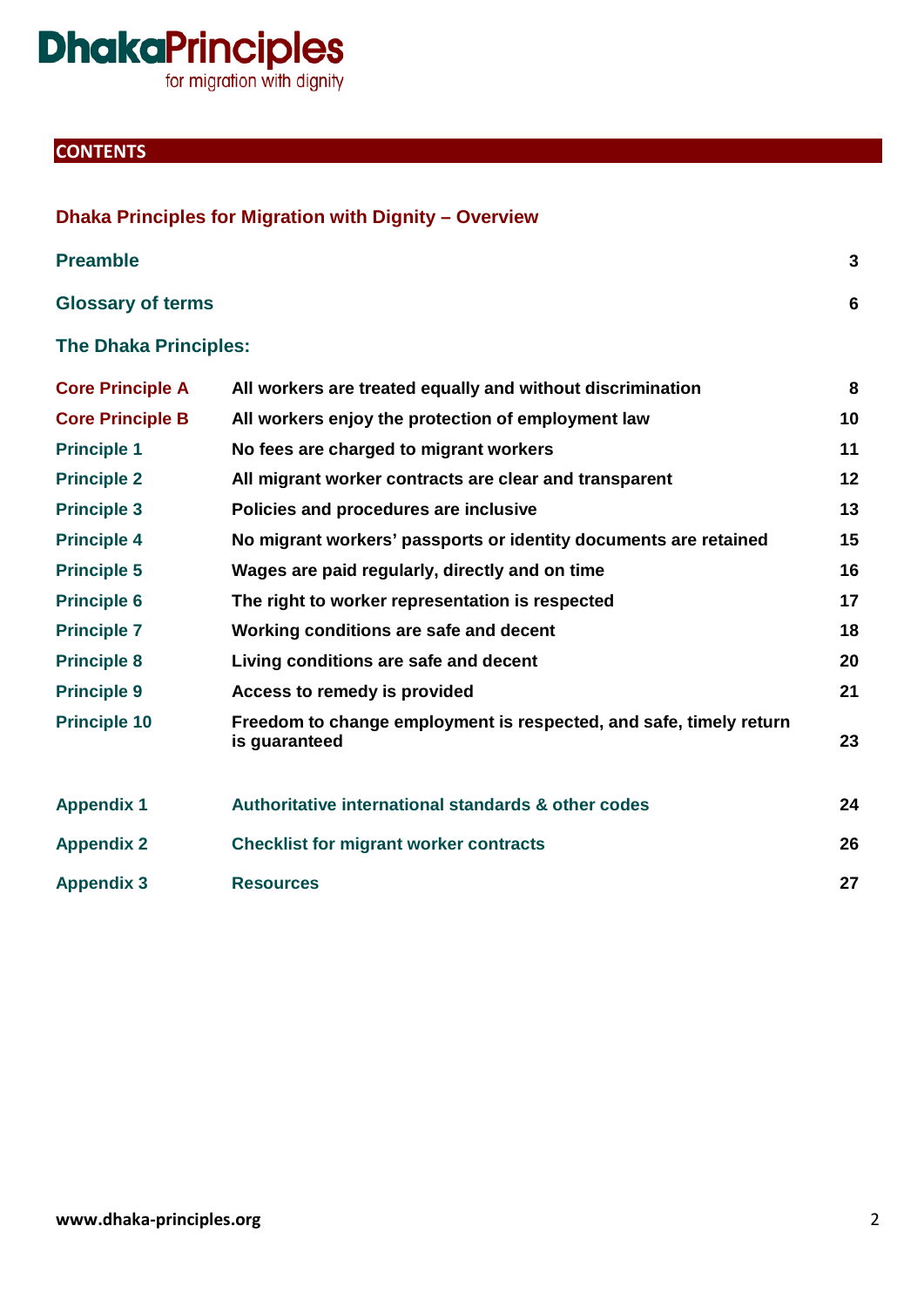# DhakaPrinciples
for migration with dignity

## CONTENTS

### Dhaka Principles for Migration with Dignity – Overview

| | | |
|---|---|---|
| **Preamble** | | 3 |
| **Glossary of terms** | | 6 |
| **The Dhaka Principles:** | | |
| **Core Principle A** | **All workers are treated equally and without discrimination** | 8 |
| **Core Principle B** | **All workers enjoy the protection of employment law** | 10 |
| **Principle 1** | **No fees are charged to migrant workers** | 11 |
| **Principle 2** | **All migrant worker contracts are clear and transparent** | 12 |
| **Principle 3** | **Policies and procedures are inclusive** | 13 |
| **Principle 4** | **No migrant workers' passports or identity documents are retained** | 15 |
| **Principle 5** | **Wages are paid regularly, directly and on time** | 16 |
| **Principle 6** | **The right to worker representation is respected** | 17 |
| **Principle 7** | **Working conditions are safe and decent** | 18 |
| **Principle 8** | **Living conditions are safe and decent** | 20 |
| **Principle 9** | **Access to remedy is provided** | 21 |
| **Principle 10** | **Freedom to change employment is respected, and safe, timely return is guaranteed** | 23 |
| **Appendix 1** | **Authoritative international standards & other codes** | 24 |
| **Appendix 2** | **Checklist for migrant worker contracts** | 26 |
| **Appendix 3** | **Resources** | 27 |

www.dhaka-principles.org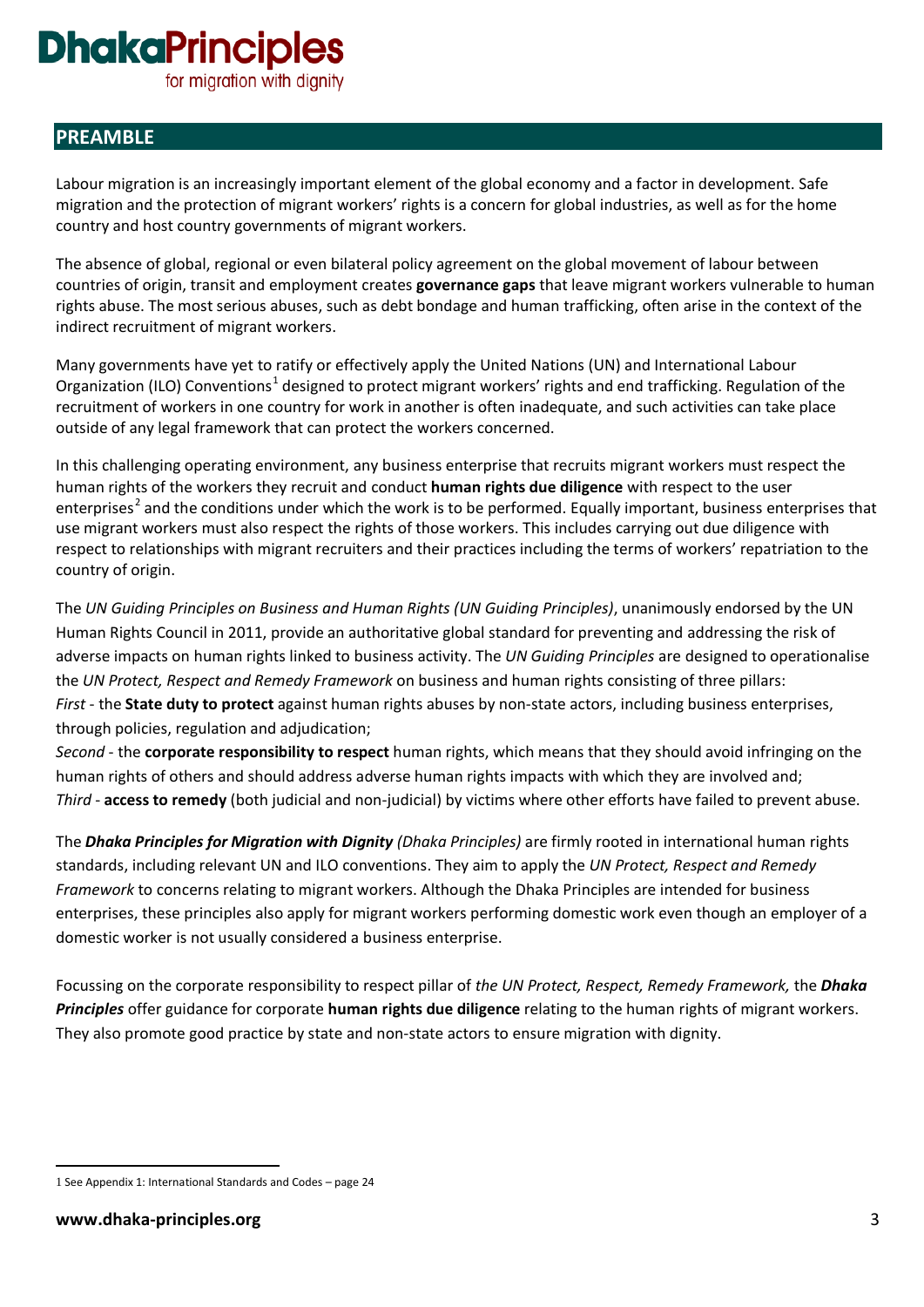# PREAMBLE

Labour migration is an increasingly important element of the global economy and a factor in development. Safe migration and the protection of migrant workers' rights is a concern for global industries, as well as for the home country and host country governments of migrant workers.

The absence of global, regional or even bilateral policy agreement on the global movement of labour between countries of origin, transit and employment creates **governance gaps** that leave migrant workers vulnerable to human rights abuse. The most serious abuses, such as debt bondage and human trafficking, often arise in the context of the indirect recruitment of migrant workers.

Many governments have yet to ratify or effectively apply the United Nations (UN) and International Labour Organization (ILO) Conventions[1] designed to protect migrant workers' rights and end trafficking. Regulation of the recruitment of workers in one country for work in another is often inadequate, and such activities can take place outside of any legal framework that can protect the workers concerned.

In this challenging operating environment, any business enterprise that recruits migrant workers must respect the human rights of the workers they recruit and conduct **human rights due diligence** with respect to the user enterprises[2] and the conditions under which the work is to be performed. Equally important, business enterprises that use migrant workers must also respect the rights of those workers. This includes carrying out due diligence with respect to relationships with migrant recruiters and their practices including the terms of workers' repatriation to the country of origin.

The *UN Guiding Principles on Business and Human Rights (UN Guiding Principles)*, unanimously endorsed by the UN Human Rights Council in 2011, provide an authoritative global standard for preventing and addressing the risk of adverse impacts on human rights linked to business activity. The *UN Guiding Principles* are designed to operationalise the *UN Protect, Respect and Remedy Framework* on business and human rights consisting of three pillars:
*First* - the **State duty to protect** against human rights abuses by non-state actors, including business enterprises, through policies, regulation and adjudication;
*Second* - the **corporate responsibility to respect** human rights, which means that they should avoid infringing on the human rights of others and should address adverse human rights impacts with which they are involved and;
*Third* - **access to remedy** (both judicial and non-judicial) by victims where other efforts have failed to prevent abuse.

The ***Dhaka Principles for Migration with Dignity*** *(Dhaka Principles)* are firmly rooted in international human rights standards, including relevant UN and ILO conventions. They aim to apply the *UN Protect, Respect and Remedy Framework* to concerns relating to migrant workers. Although the Dhaka Principles are intended for business enterprises, these principles also apply for migrant workers performing domestic work even though an employer of a domestic worker is not usually considered a business enterprise.

Focussing on the corporate responsibility to respect pillar of *the UN Protect, Respect, Remedy Framework,* the ***Dhaka Principles*** offer guidance for corporate **human rights due diligence** relating to the human rights of migrant workers. They also promote good practice by state and non-state actors to ensure migration with dignity.

---

1 See Appendix 1: International Standards and Codes – page 24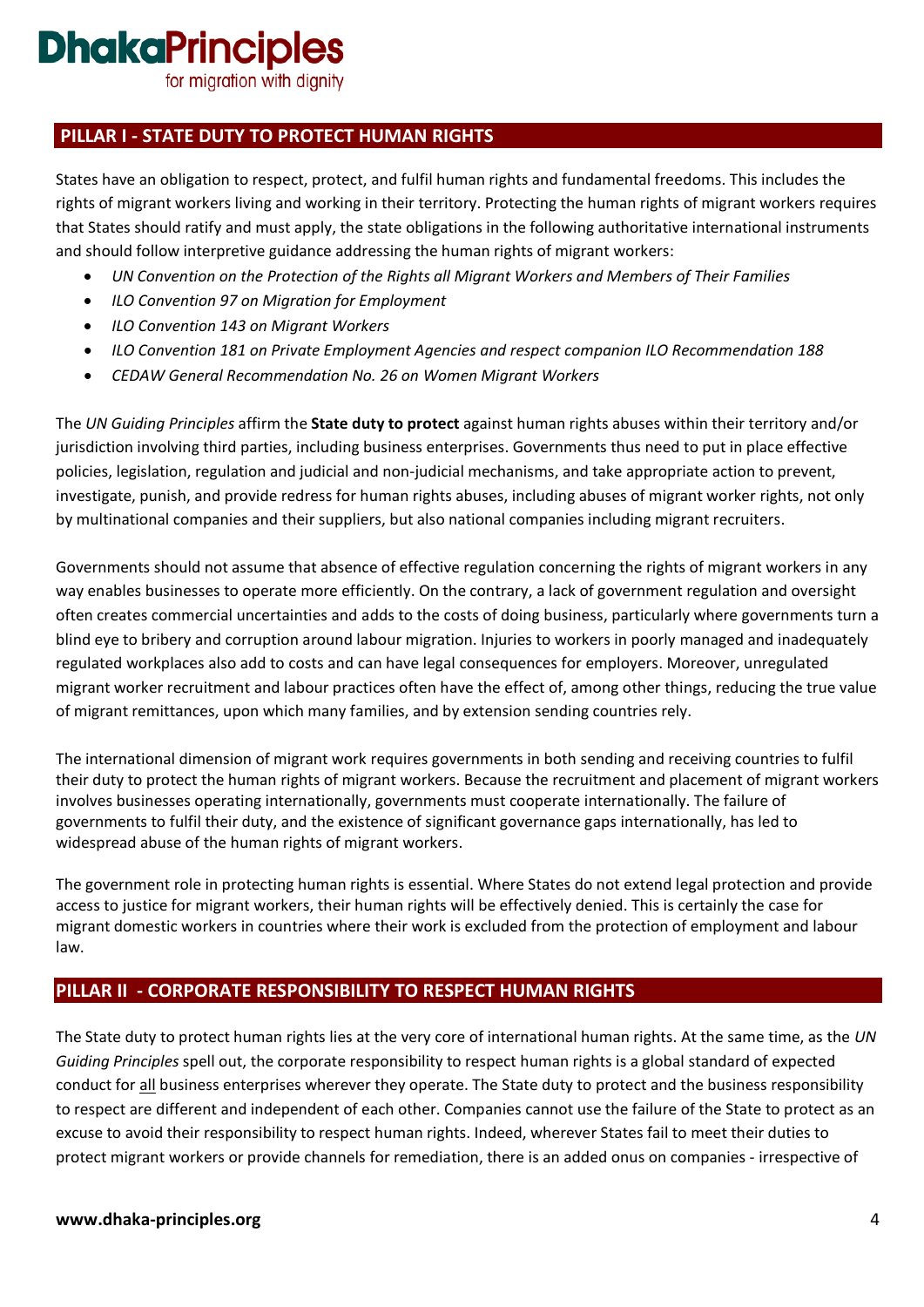## PILLAR I - STATE DUTY TO PROTECT HUMAN RIGHTS

States have an obligation to respect, protect, and fulfil human rights and fundamental freedoms. This includes the rights of migrant workers living and working in their territory. Protecting the human rights of migrant workers requires that States should ratify and must apply, the state obligations in the following authoritative international instruments and should follow interpretive guidance addressing the human rights of migrant workers:

- *UN Convention on the Protection of the Rights all Migrant Workers and Members of Their Families*
- *ILO Convention 97 on Migration for Employment*
- *ILO Convention 143 on Migrant Workers*
- *ILO Convention 181 on Private Employment Agencies and respect companion ILO Recommendation 188*
- *CEDAW General Recommendation No. 26 on Women Migrant Workers*

The *UN Guiding Principles* affirm the **State duty to protect** against human rights abuses within their territory and/or jurisdiction involving third parties, including business enterprises. Governments thus need to put in place effective policies, legislation, regulation and judicial and non-judicial mechanisms, and take appropriate action to prevent, investigate, punish, and provide redress for human rights abuses, including abuses of migrant worker rights, not only by multinational companies and their suppliers, but also national companies including migrant recruiters.

Governments should not assume that absence of effective regulation concerning the rights of migrant workers in any way enables businesses to operate more efficiently. On the contrary, a lack of government regulation and oversight often creates commercial uncertainties and adds to the costs of doing business, particularly where governments turn a blind eye to bribery and corruption around labour migration. Injuries to workers in poorly managed and inadequately regulated workplaces also add to costs and can have legal consequences for employers. Moreover, unregulated migrant worker recruitment and labour practices often have the effect of, among other things, reducing the true value of migrant remittances, upon which many families, and by extension sending countries rely.

The international dimension of migrant work requires governments in both sending and receiving countries to fulfil their duty to protect the human rights of migrant workers. Because the recruitment and placement of migrant workers involves businesses operating internationally, governments must cooperate internationally. The failure of governments to fulfil their duty, and the existence of significant governance gaps internationally, has led to widespread abuse of the human rights of migrant workers.

The government role in protecting human rights is essential. Where States do not extend legal protection and provide access to justice for migrant workers, their human rights will be effectively denied. This is certainly the case for migrant domestic workers in countries where their work is excluded from the protection of employment and labour law.

## PILLAR II - CORPORATE RESPONSIBILITY TO RESPECT HUMAN RIGHTS

The State duty to protect human rights lies at the very core of international human rights. At the same time, as the *UN Guiding Principles* spell out, the corporate responsibility to respect human rights is a global standard of expected conduct for all business enterprises wherever they operate. The State duty to protect and the business responsibility to respect are different and independent of each other. Companies cannot use the failure of the State to protect as an excuse to avoid their responsibility to respect human rights. Indeed, wherever States fail to meet their duties to protect migrant workers or provide channels for remediation, there is an added onus on companies - irrespective of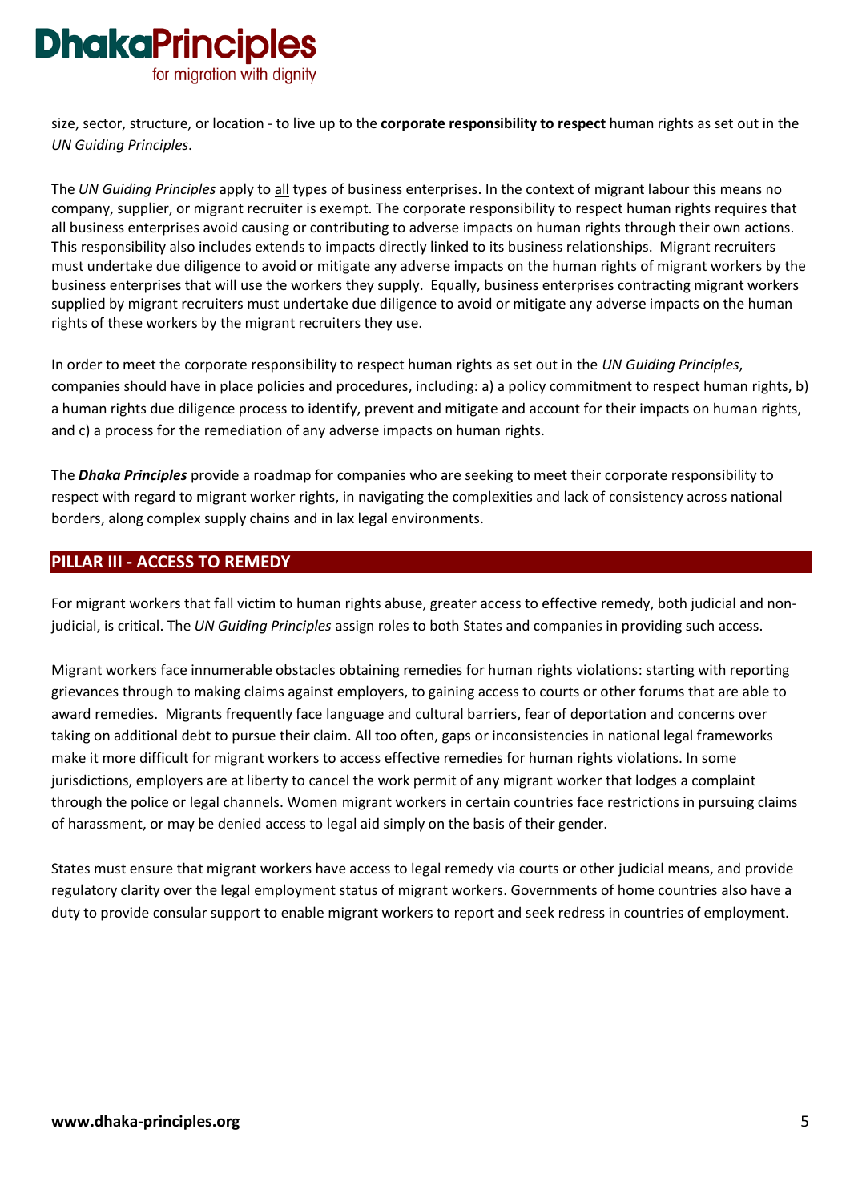size, sector, structure, or location - to live up to the **corporate responsibility to respect** human rights as set out in the *UN Guiding Principles*.

The *UN Guiding Principles* apply to all types of business enterprises. In the context of migrant labour this means no company, supplier, or migrant recruiter is exempt. The corporate responsibility to respect human rights requires that all business enterprises avoid causing or contributing to adverse impacts on human rights through their own actions. This responsibility also includes extends to impacts directly linked to its business relationships. Migrant recruiters must undertake due diligence to avoid or mitigate any adverse impacts on the human rights of migrant workers by the business enterprises that will use the workers they supply. Equally, business enterprises contracting migrant workers supplied by migrant recruiters must undertake due diligence to avoid or mitigate any adverse impacts on the human rights of these workers by the migrant recruiters they use.

In order to meet the corporate responsibility to respect human rights as set out in the *UN Guiding Principles*, companies should have in place policies and procedures, including: a) a policy commitment to respect human rights, b) a human rights due diligence process to identify, prevent and mitigate and account for their impacts on human rights, and c) a process for the remediation of any adverse impacts on human rights.

The ***Dhaka Principles*** provide a roadmap for companies who are seeking to meet their corporate responsibility to respect with regard to migrant worker rights, in navigating the complexities and lack of consistency across national borders, along complex supply chains and in lax legal environments.

## PILLAR III - ACCESS TO REMEDY

For migrant workers that fall victim to human rights abuse, greater access to effective remedy, both judicial and non-judicial, is critical. The *UN Guiding Principles* assign roles to both States and companies in providing such access.

Migrant workers face innumerable obstacles obtaining remedies for human rights violations: starting with reporting grievances through to making claims against employers, to gaining access to courts or other forums that are able to award remedies. Migrants frequently face language and cultural barriers, fear of deportation and concerns over taking on additional debt to pursue their claim. All too often, gaps or inconsistencies in national legal frameworks make it more difficult for migrant workers to access effective remedies for human rights violations. In some jurisdictions, employers are at liberty to cancel the work permit of any migrant worker that lodges a complaint through the police or legal channels. Women migrant workers in certain countries face restrictions in pursuing claims of harassment, or may be denied access to legal aid simply on the basis of their gender.

States must ensure that migrant workers have access to legal remedy via courts or other judicial means, and provide regulatory clarity over the legal employment status of migrant workers. Governments of home countries also have a duty to provide consular support to enable migrant workers to report and seek redress in countries of employment.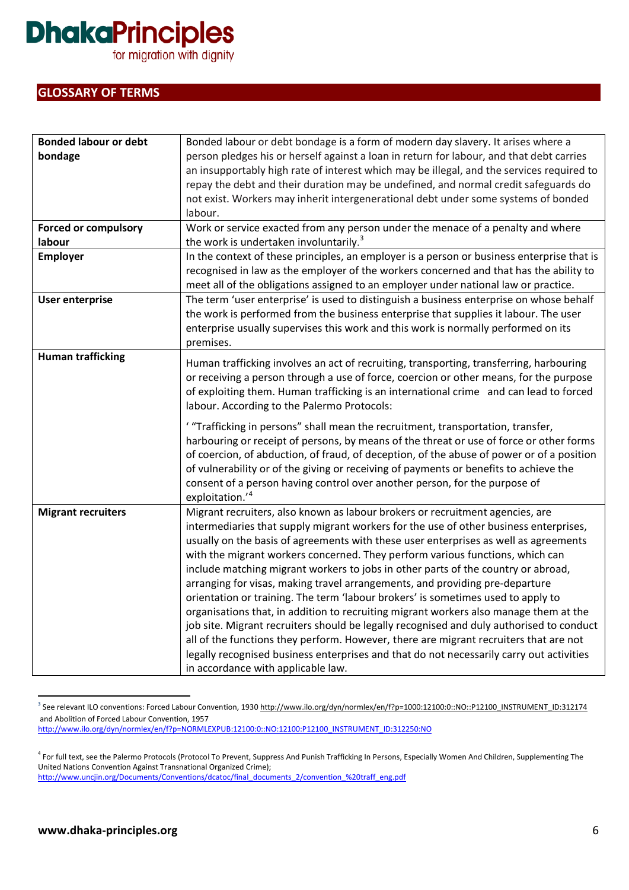## GLOSSARY OF TERMS

| | |
|---|---|
| **Bonded labour or debt bondage** | Bonded labour or debt bondage is a form of modern day slavery. It arises where a person pledges his or herself against a loan in return for labour, and that debt carries an insupportably high rate of interest which may be illegal, and the services required to repay the debt and their duration may be undefined, and normal credit safeguards do not exist. Workers may inherit intergenerational debt under some systems of bonded labour. |
| **Forced or compulsory labour** | Work or service exacted from any person under the menace of a penalty and where the work is undertaken involuntarily.[3] |
| **Employer** | In the context of these principles, an employer is a person or business enterprise that is recognised in law as the employer of the workers concerned and that has the ability to meet all of the obligations assigned to an employer under national law or practice. |
| **User enterprise** | The term 'user enterprise' is used to distinguish a business enterprise on whose behalf the work is performed from the business enterprise that supplies it labour. The user enterprise usually supervises this work and this work is normally performed on its premises. |
| **Human trafficking** | Human trafficking involves an act of recruiting, transporting, transferring, harbouring or receiving a person through a use of force, coercion or other means, for the purpose of exploiting them. Human trafficking is an international crime and can lead to forced labour. According to the Palermo Protocols:<br><br>' "Trafficking in persons" shall mean the recruitment, transportation, transfer, harbouring or receipt of persons, by means of the threat or use of force or other forms of coercion, of abduction, of fraud, of deception, of the abuse of power or of a position of vulnerability or of the giving or receiving of payments or benefits to achieve the consent of a person having control over another person, for the purpose of exploitation.'[4] |
| **Migrant recruiters** | Migrant recruiters, also known as labour brokers or recruitment agencies, are intermediaries that supply migrant workers for the use of other business enterprises, usually on the basis of agreements with these user enterprises as well as agreements with the migrant workers concerned. They perform various functions, which can include matching migrant workers to jobs in other parts of the country or abroad, arranging for visas, making travel arrangements, and providing pre-departure orientation or training. The term 'labour brokers' is sometimes used to apply to organisations that, in addition to recruiting migrant workers also manage them at the job site. Migrant recruiters should be legally recognised and duly authorised to conduct all of the functions they perform. However, there are migrant recruiters that are not legally recognised business enterprises and that do not necessarily carry out activities in accordance with applicable law. |

[3] See relevant ILO conventions: Forced Labour Convention, 1930 http://www.ilo.org/dyn/normlex/en/f?p=1000:12100:0::NO::P12100_INSTRUMENT_ID:312174 and Abolition of Forced Labour Convention, 1957 http://www.ilo.org/dyn/normlex/en/f?p=NORMLEXPUB:12100:0::NO:12100:P12100_INSTRUMENT_ID:312250:NO

[4] For full text, see the Palermo Protocols (Protocol To Prevent, Suppress And Punish Trafficking In Persons, Especially Women And Children, Supplementing The United Nations Convention Against Transnational Organized Crime); http://www.uncjin.org/Documents/Conventions/dcatoc/final_documents_2/convention_%20traff_eng.pdf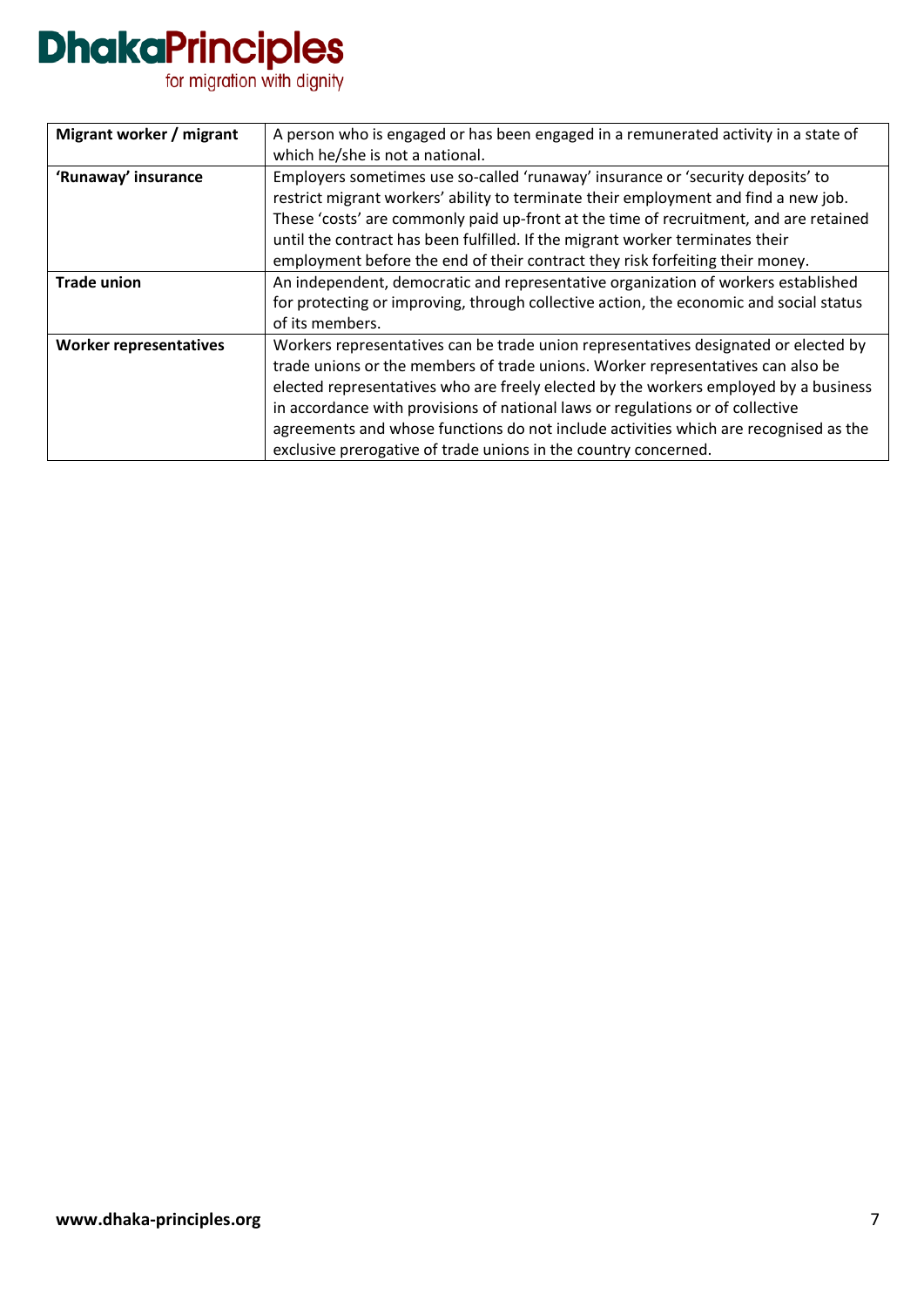| | |
|---|---|
| **Migrant worker / migrant** | A person who is engaged or has been engaged in a remunerated activity in a state of which he/she is not a national. |
| **'Runaway' insurance** | Employers sometimes use so-called 'runaway' insurance or 'security deposits' to restrict migrant workers' ability to terminate their employment and find a new job. These 'costs' are commonly paid up-front at the time of recruitment, and are retained until the contract has been fulfilled. If the migrant worker terminates their employment before the end of their contract they risk forfeiting their money. |
| **Trade union** | An independent, democratic and representative organization of workers established for protecting or improving, through collective action, the economic and social status of its members. |
| **Worker representatives** | Workers representatives can be trade union representatives designated or elected by trade unions or the members of trade unions. Worker representatives can also be elected representatives who are freely elected by the workers employed by a business in accordance with provisions of national laws or regulations or of collective agreements and whose functions do not include activities which are recognised as the exclusive prerogative of trade unions in the country concerned. |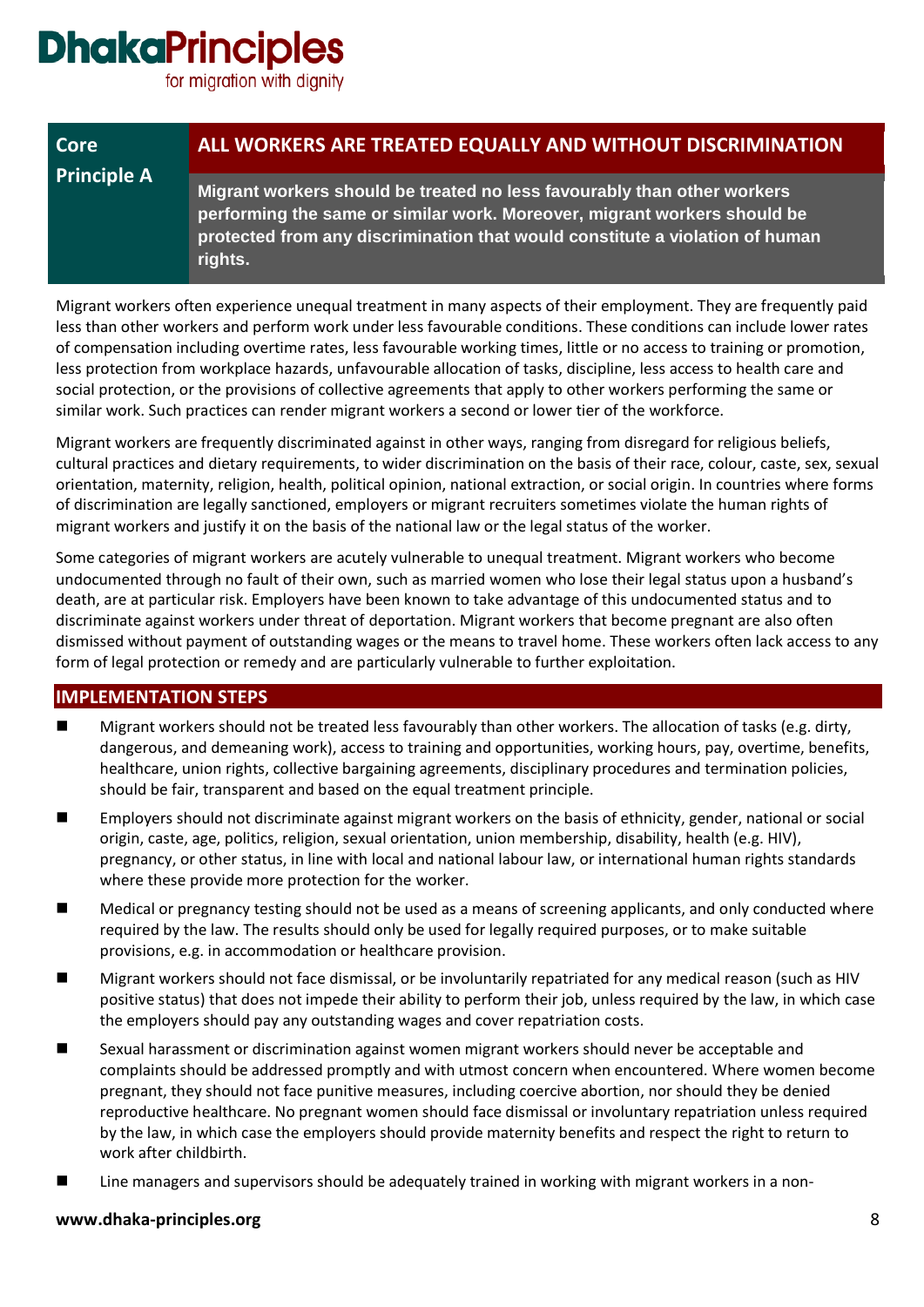# Core Principle A

## ALL WORKERS ARE TREATED EQUALLY AND WITHOUT DISCRIMINATION

**Migrant workers should be treated no less favourably than other workers performing the same or similar work. Moreover, migrant workers should be protected from any discrimination that would constitute a violation of human rights.**

Migrant workers often experience unequal treatment in many aspects of their employment. They are frequently paid less than other workers and perform work under less favourable conditions. These conditions can include lower rates of compensation including overtime rates, less favourable working times, little or no access to training or promotion, less protection from workplace hazards, unfavourable allocation of tasks, discipline, less access to health care and social protection, or the provisions of collective agreements that apply to other workers performing the same or similar work. Such practices can render migrant workers a second or lower tier of the workforce.

Migrant workers are frequently discriminated against in other ways, ranging from disregard for religious beliefs, cultural practices and dietary requirements, to wider discrimination on the basis of their race, colour, caste, sex, sexual orientation, maternity, religion, health, political opinion, national extraction, or social origin. In countries where forms of discrimination are legally sanctioned, employers or migrant recruiters sometimes violate the human rights of migrant workers and justify it on the basis of the national law or the legal status of the worker.

Some categories of migrant workers are acutely vulnerable to unequal treatment. Migrant workers who become undocumented through no fault of their own, such as married women who lose their legal status upon a husband's death, are at particular risk. Employers have been known to take advantage of this undocumented status and to discriminate against workers under threat of deportation. Migrant workers that become pregnant are also often dismissed without payment of outstanding wages or the means to travel home. These workers often lack access to any form of legal protection or remedy and are particularly vulnerable to further exploitation.

## IMPLEMENTATION STEPS

- Migrant workers should not be treated less favourably than other workers. The allocation of tasks (e.g. dirty, dangerous, and demeaning work), access to training and opportunities, working hours, pay, overtime, benefits, healthcare, union rights, collective bargaining agreements, disciplinary procedures and termination policies, should be fair, transparent and based on the equal treatment principle.
- Employers should not discriminate against migrant workers on the basis of ethnicity, gender, national or social origin, caste, age, politics, religion, sexual orientation, union membership, disability, health (e.g. HIV), pregnancy, or other status, in line with local and national labour law, or international human rights standards where these provide more protection for the worker.
- Medical or pregnancy testing should not be used as a means of screening applicants, and only conducted where required by the law. The results should only be used for legally required purposes, or to make suitable provisions, e.g. in accommodation or healthcare provision.
- Migrant workers should not face dismissal, or be involuntarily repatriated for any medical reason (such as HIV positive status) that does not impede their ability to perform their job, unless required by the law, in which case the employers should pay any outstanding wages and cover repatriation costs.
- Sexual harassment or discrimination against women migrant workers should never be acceptable and complaints should be addressed promptly and with utmost concern when encountered. Where women become pregnant, they should not face punitive measures, including coercive abortion, nor should they be denied reproductive healthcare. No pregnant women should face dismissal or involuntary repatriation unless required by the law, in which case the employers should provide maternity benefits and respect the right to return to work after childbirth.
- Line managers and supervisors should be adequately trained in working with migrant workers in a non-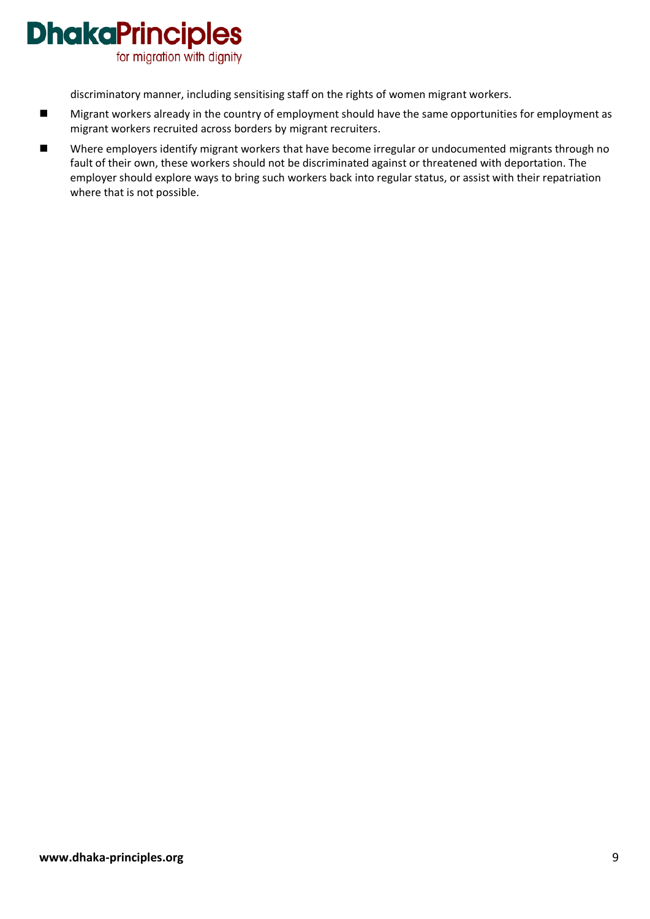discriminatory manner, including sensitising staff on the rights of women migrant workers.

- Migrant workers already in the country of employment should have the same opportunities for employment as migrant workers recruited across borders by migrant recruiters.
- Where employers identify migrant workers that have become irregular or undocumented migrants through no fault of their own, these workers should not be discriminated against or threatened with deportation. The employer should explore ways to bring such workers back into regular status, or assist with their repatriation where that is not possible.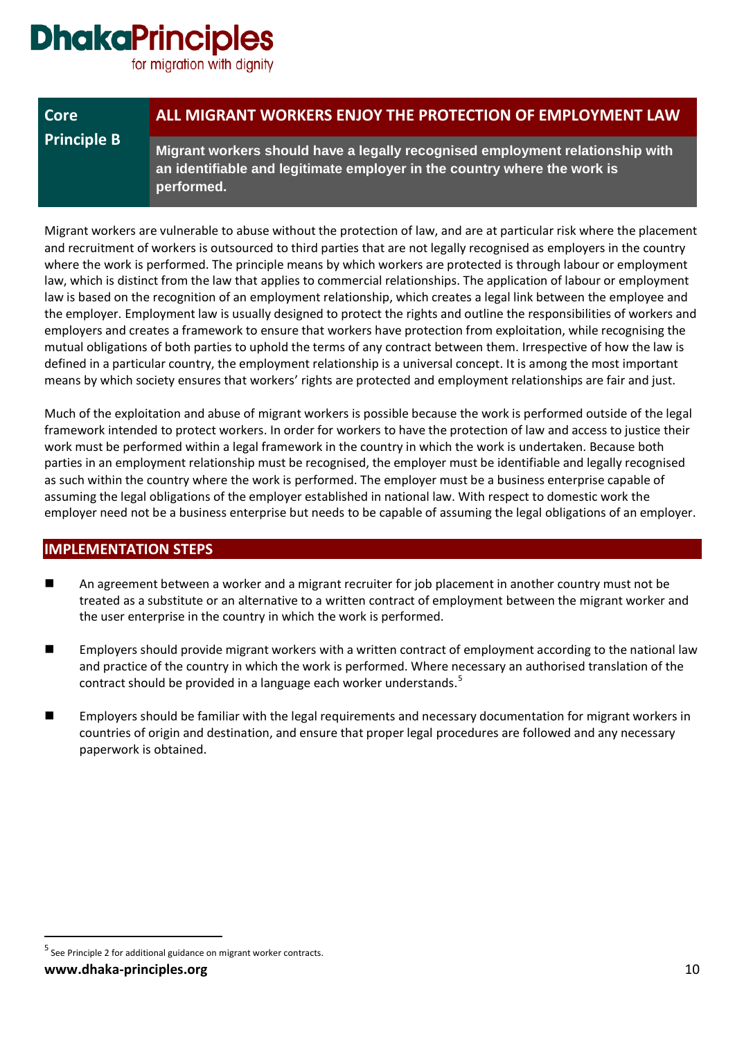## Core Principle B

## ALL MIGRANT WORKERS ENJOY THE PROTECTION OF EMPLOYMENT LAW

**Migrant workers should have a legally recognised employment relationship with an identifiable and legitimate employer in the country where the work is performed.**

Migrant workers are vulnerable to abuse without the protection of law, and are at particular risk where the placement and recruitment of workers is outsourced to third parties that are not legally recognised as employers in the country where the work is performed. The principle means by which workers are protected is through labour or employment law, which is distinct from the law that applies to commercial relationships. The application of labour or employment law is based on the recognition of an employment relationship, which creates a legal link between the employee and the employer. Employment law is usually designed to protect the rights and outline the responsibilities of workers and employers and creates a framework to ensure that workers have protection from exploitation, while recognising the mutual obligations of both parties to uphold the terms of any contract between them. Irrespective of how the law is defined in a particular country, the employment relationship is a universal concept. It is among the most important means by which society ensures that workers' rights are protected and employment relationships are fair and just.

Much of the exploitation and abuse of migrant workers is possible because the work is performed outside of the legal framework intended to protect workers. In order for workers to have the protection of law and access to justice their work must be performed within a legal framework in the country in which the work is undertaken. Because both parties in an employment relationship must be recognised, the employer must be identifiable and legally recognised as such within the country where the work is performed. The employer must be a business enterprise capable of assuming the legal obligations of the employer established in national law. With respect to domestic work the employer need not be a business enterprise but needs to be capable of assuming the legal obligations of an employer.

### IMPLEMENTATION STEPS

- An agreement between a worker and a migrant recruiter for job placement in another country must not be treated as a substitute or an alternative to a written contract of employment between the migrant worker and the user enterprise in the country in which the work is performed.
- Employers should provide migrant workers with a written contract of employment according to the national law and practice of the country in which the work is performed. Where necessary an authorised translation of the contract should be provided in a language each worker understands.[5]
- Employers should be familiar with the legal requirements and necessary documentation for migrant workers in countries of origin and destination, and ensure that proper legal procedures are followed and any necessary paperwork is obtained.

[5] See Principle 2 for additional guidance on migrant worker contracts.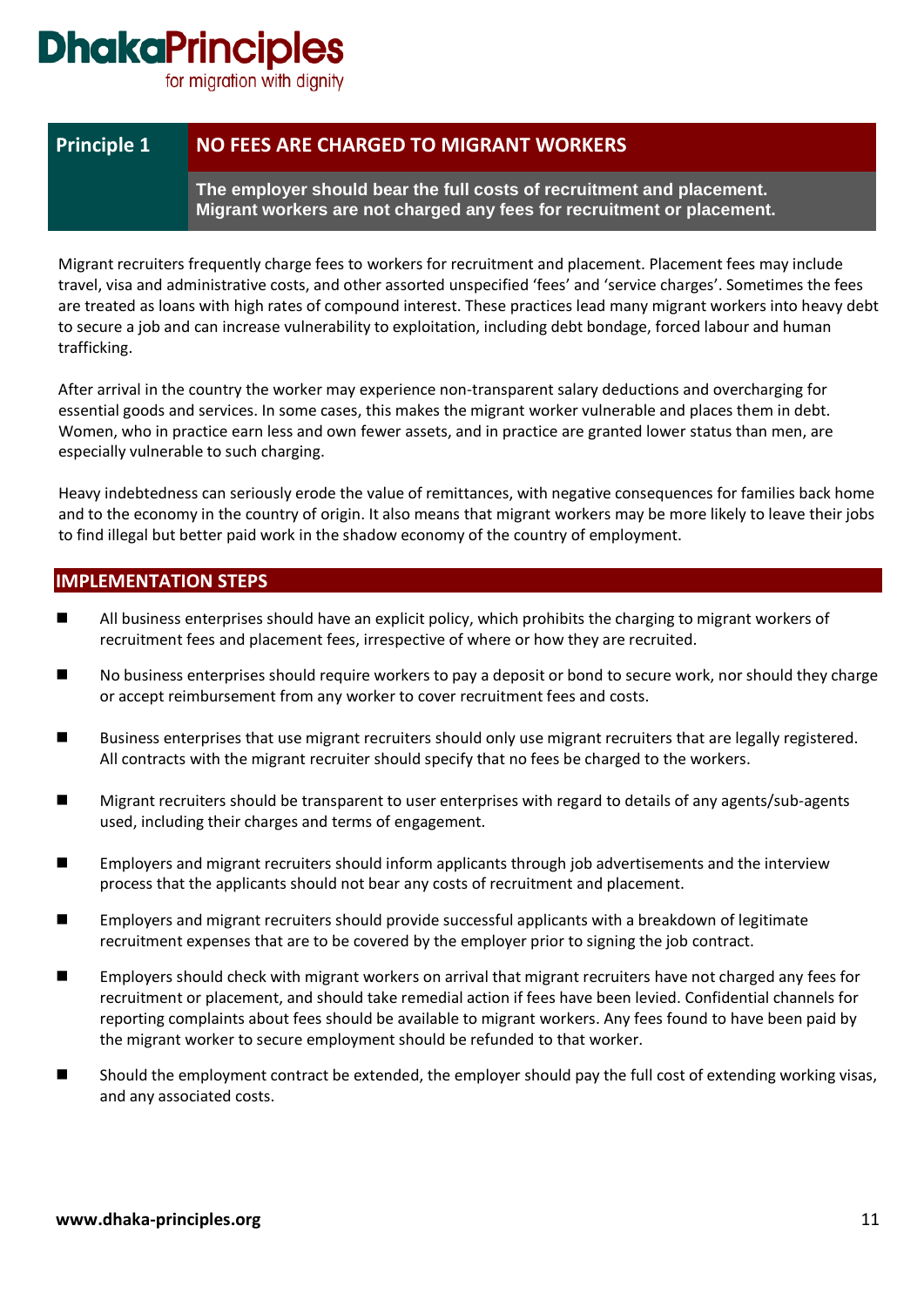## Principle 1 — NO FEES ARE CHARGED TO MIGRANT WORKERS

**The employer should bear the full costs of recruitment and placement. Migrant workers are not charged any fees for recruitment or placement.**

Migrant recruiters frequently charge fees to workers for recruitment and placement. Placement fees may include travel, visa and administrative costs, and other assorted unspecified 'fees' and 'service charges'. Sometimes the fees are treated as loans with high rates of compound interest. These practices lead many migrant workers into heavy debt to secure a job and can increase vulnerability to exploitation, including debt bondage, forced labour and human trafficking.

After arrival in the country the worker may experience non-transparent salary deductions and overcharging for essential goods and services. In some cases, this makes the migrant worker vulnerable and places them in debt. Women, who in practice earn less and own fewer assets, and in practice are granted lower status than men, are especially vulnerable to such charging.

Heavy indebtedness can seriously erode the value of remittances, with negative consequences for families back home and to the economy in the country of origin. It also means that migrant workers may be more likely to leave their jobs to find illegal but better paid work in the shadow economy of the country of employment.

### IMPLEMENTATION STEPS

- All business enterprises should have an explicit policy, which prohibits the charging to migrant workers of recruitment fees and placement fees, irrespective of where or how they are recruited.
- No business enterprises should require workers to pay a deposit or bond to secure work, nor should they charge or accept reimbursement from any worker to cover recruitment fees and costs.
- Business enterprises that use migrant recruiters should only use migrant recruiters that are legally registered. All contracts with the migrant recruiter should specify that no fees be charged to the workers.
- Migrant recruiters should be transparent to user enterprises with regard to details of any agents/sub-agents used, including their charges and terms of engagement.
- Employers and migrant recruiters should inform applicants through job advertisements and the interview process that the applicants should not bear any costs of recruitment and placement.
- Employers and migrant recruiters should provide successful applicants with a breakdown of legitimate recruitment expenses that are to be covered by the employer prior to signing the job contract.
- Employers should check with migrant workers on arrival that migrant recruiters have not charged any fees for recruitment or placement, and should take remedial action if fees have been levied. Confidential channels for reporting complaints about fees should be available to migrant workers. Any fees found to have been paid by the migrant worker to secure employment should be refunded to that worker.
- Should the employment contract be extended, the employer should pay the full cost of extending working visas, and any associated costs.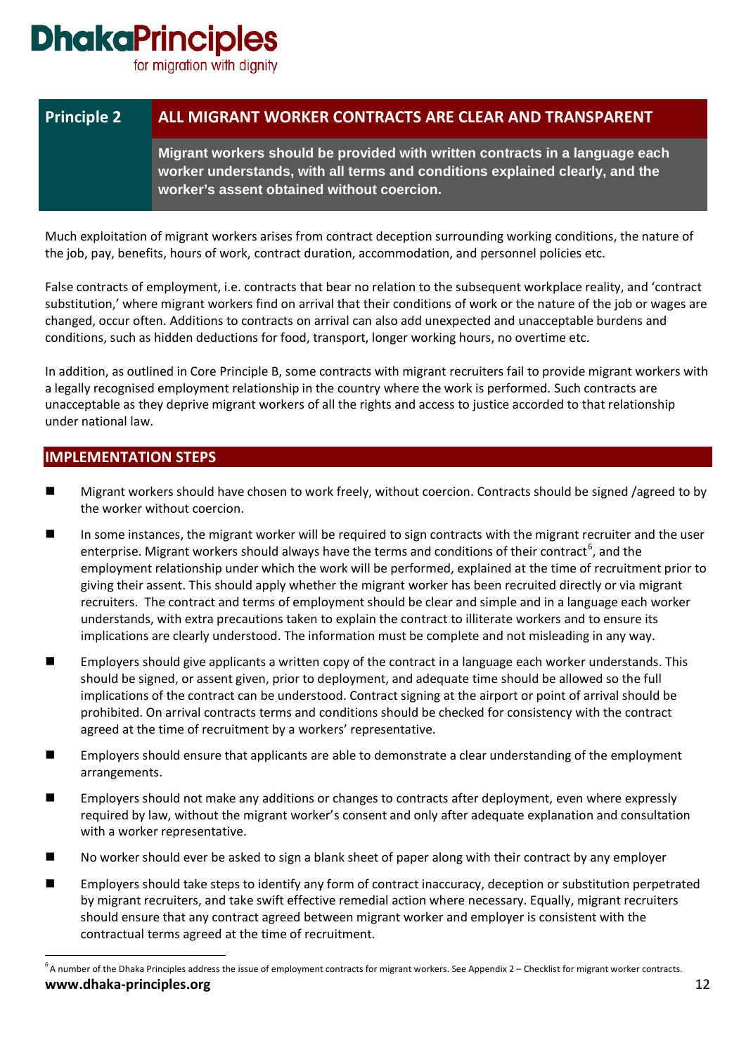## Principle 2 — ALL MIGRANT WORKER CONTRACTS ARE CLEAR AND TRANSPARENT

**Migrant workers should be provided with written contracts in a language each worker understands, with all terms and conditions explained clearly, and the worker's assent obtained without coercion.**

Much exploitation of migrant workers arises from contract deception surrounding working conditions, the nature of the job, pay, benefits, hours of work, contract duration, accommodation, and personnel policies etc.

False contracts of employment, i.e. contracts that bear no relation to the subsequent workplace reality, and 'contract substitution,' where migrant workers find on arrival that their conditions of work or the nature of the job or wages are changed, occur often. Additions to contracts on arrival can also add unexpected and unacceptable burdens and conditions, such as hidden deductions for food, transport, longer working hours, no overtime etc.

In addition, as outlined in Core Principle B, some contracts with migrant recruiters fail to provide migrant workers with a legally recognised employment relationship in the country where the work is performed. Such contracts are unacceptable as they deprive migrant workers of all the rights and access to justice accorded to that relationship under national law.

### IMPLEMENTATION STEPS

- Migrant workers should have chosen to work freely, without coercion. Contracts should be signed /agreed to by the worker without coercion.
- In some instances, the migrant worker will be required to sign contracts with the migrant recruiter and the user enterprise. Migrant workers should always have the terms and conditions of their contract[6], and the employment relationship under which the work will be performed, explained at the time of recruitment prior to giving their assent. This should apply whether the migrant worker has been recruited directly or via migrant recruiters. The contract and terms of employment should be clear and simple and in a language each worker understands, with extra precautions taken to explain the contract to illiterate workers and to ensure its implications are clearly understood. The information must be complete and not misleading in any way.
- Employers should give applicants a written copy of the contract in a language each worker understands. This should be signed, or assent given, prior to deployment, and adequate time should be allowed so the full implications of the contract can be understood. Contract signing at the airport or point of arrival should be prohibited. On arrival contracts terms and conditions should be checked for consistency with the contract agreed at the time of recruitment by a workers' representative.
- Employers should ensure that applicants are able to demonstrate a clear understanding of the employment arrangements.
- Employers should not make any additions or changes to contracts after deployment, even where expressly required by law, without the migrant worker's consent and only after adequate explanation and consultation with a worker representative.
- No worker should ever be asked to sign a blank sheet of paper along with their contract by any employer
- Employers should take steps to identify any form of contract inaccuracy, deception or substitution perpetrated by migrant recruiters, and take swift effective remedial action where necessary. Equally, migrant recruiters should ensure that any contract agreed between migrant worker and employer is consistent with the contractual terms agreed at the time of recruitment.

[6] A number of the Dhaka Principles address the issue of employment contracts for migrant workers. See Appendix 2 – Checklist for migrant worker contracts.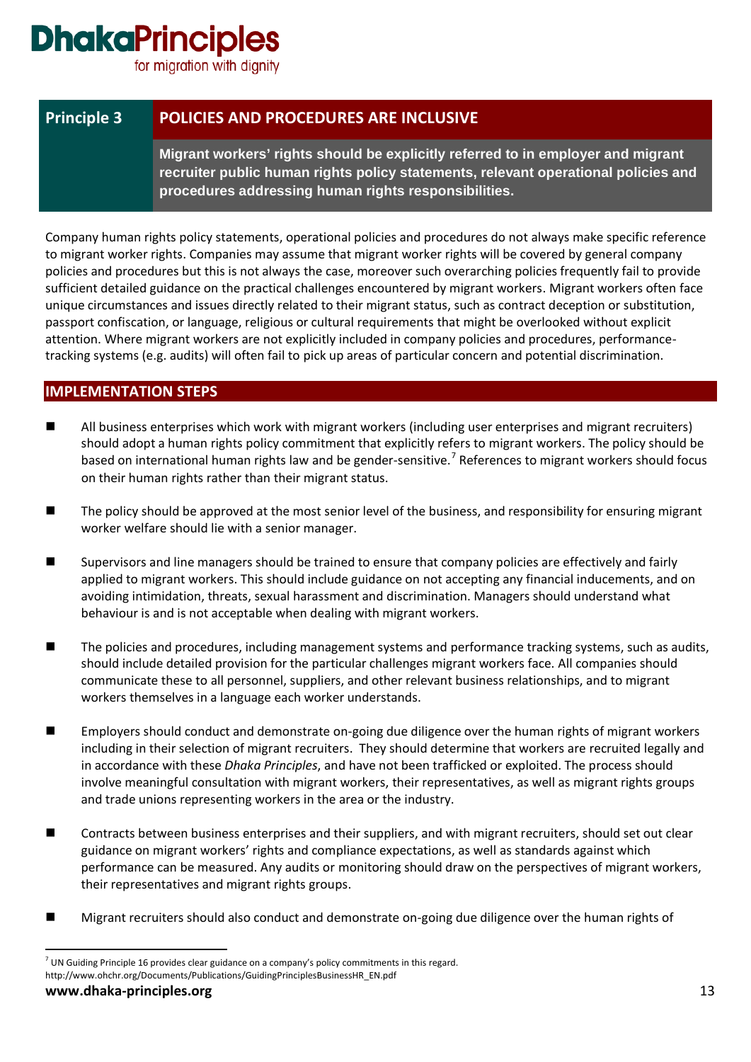## Principle 3 POLICIES AND PROCEDURES ARE INCLUSIVE

**Migrant workers' rights should be explicitly referred to in employer and migrant recruiter public human rights policy statements, relevant operational policies and procedures addressing human rights responsibilities.**

Company human rights policy statements, operational policies and procedures do not always make specific reference to migrant worker rights. Companies may assume that migrant worker rights will be covered by general company policies and procedures but this is not always the case, moreover such overarching policies frequently fail to provide sufficient detailed guidance on the practical challenges encountered by migrant workers. Migrant workers often face unique circumstances and issues directly related to their migrant status, such as contract deception or substitution, passport confiscation, or language, religious or cultural requirements that might be overlooked without explicit attention. Where migrant workers are not explicitly included in company policies and procedures, performance-tracking systems (e.g. audits) will often fail to pick up areas of particular concern and potential discrimination.

### IMPLEMENTATION STEPS

- All business enterprises which work with migrant workers (including user enterprises and migrant recruiters) should adopt a human rights policy commitment that explicitly refers to migrant workers. The policy should be based on international human rights law and be gender-sensitive.[7] References to migrant workers should focus on their human rights rather than their migrant status.

- The policy should be approved at the most senior level of the business, and responsibility for ensuring migrant worker welfare should lie with a senior manager.

- Supervisors and line managers should be trained to ensure that company policies are effectively and fairly applied to migrant workers. This should include guidance on not accepting any financial inducements, and on avoiding intimidation, threats, sexual harassment and discrimination. Managers should understand what behaviour is and is not acceptable when dealing with migrant workers.

- The policies and procedures, including management systems and performance tracking systems, such as audits, should include detailed provision for the particular challenges migrant workers face. All companies should communicate these to all personnel, suppliers, and other relevant business relationships, and to migrant workers themselves in a language each worker understands.

- Employers should conduct and demonstrate on-going due diligence over the human rights of migrant workers including in their selection of migrant recruiters. They should determine that workers are recruited legally and in accordance with these *Dhaka Principles*, and have not been trafficked or exploited. The process should involve meaningful consultation with migrant workers, their representatives, as well as migrant rights groups and trade unions representing workers in the area or the industry.

- Contracts between business enterprises and their suppliers, and with migrant recruiters, should set out clear guidance on migrant workers' rights and compliance expectations, as well as standards against which performance can be measured. Any audits or monitoring should draw on the perspectives of migrant workers, their representatives and migrant rights groups.

- Migrant recruiters should also conduct and demonstrate on-going due diligence over the human rights of

---

[7] UN Guiding Principle 16 provides clear guidance on a company's policy commitments in this regard. http://www.ohchr.org/Documents/Publications/GuidingPrinciplesBusinessHR_EN.pdf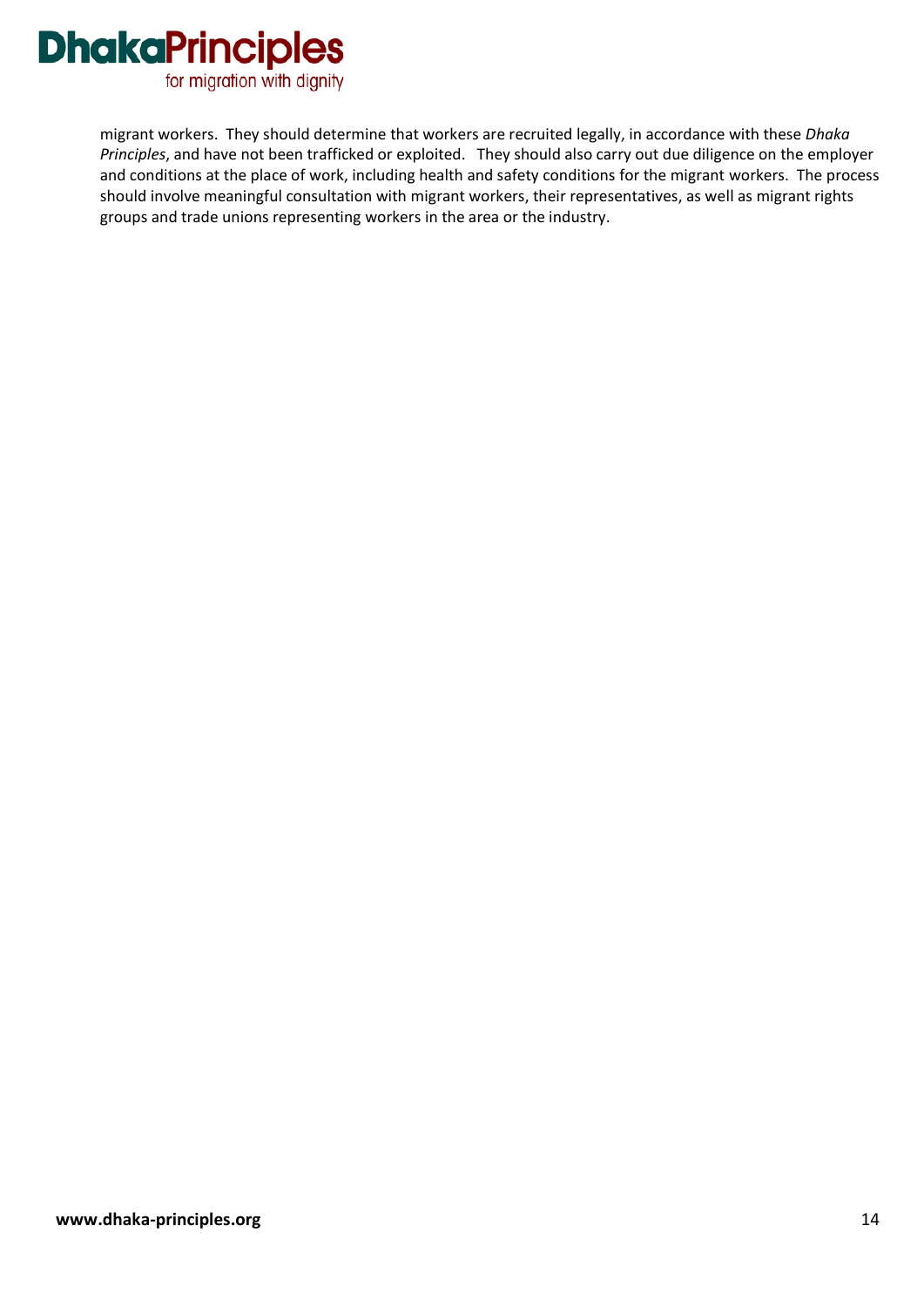migrant workers. They should determine that workers are recruited legally, in accordance with these *Dhaka Principles*, and have not been trafficked or exploited. They should also carry out due diligence on the employer and conditions at the place of work, including health and safety conditions for the migrant workers. The process should involve meaningful consultation with migrant workers, their representatives, as well as migrant rights groups and trade unions representing workers in the area or the industry.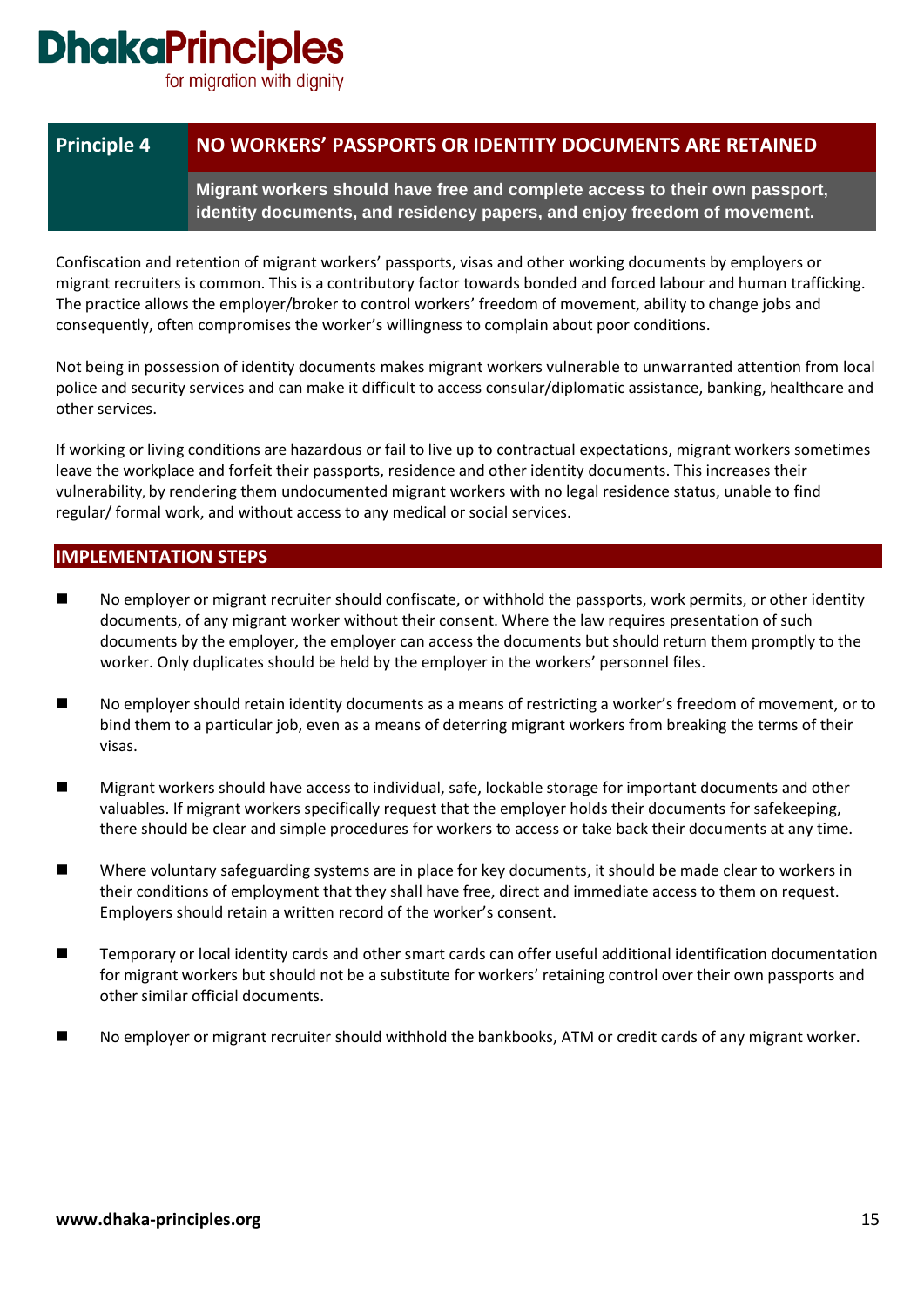# Principle 4 — NO WORKERS' PASSPORTS OR IDENTITY DOCUMENTS ARE RETAINED

**Migrant workers should have free and complete access to their own passport, identity documents, and residency papers, and enjoy freedom of movement.**

Confiscation and retention of migrant workers' passports, visas and other working documents by employers or migrant recruiters is common. This is a contributory factor towards bonded and forced labour and human trafficking. The practice allows the employer/broker to control workers' freedom of movement, ability to change jobs and consequently, often compromises the worker's willingness to complain about poor conditions.

Not being in possession of identity documents makes migrant workers vulnerable to unwarranted attention from local police and security services and can make it difficult to access consular/diplomatic assistance, banking, healthcare and other services.

If working or living conditions are hazardous or fail to live up to contractual expectations, migrant workers sometimes leave the workplace and forfeit their passports, residence and other identity documents. This increases their vulnerability, by rendering them undocumented migrant workers with no legal residence status, unable to find regular/ formal work, and without access to any medical or social services.

## IMPLEMENTATION STEPS

- No employer or migrant recruiter should confiscate, or withhold the passports, work permits, or other identity documents, of any migrant worker without their consent. Where the law requires presentation of such documents by the employer, the employer can access the documents but should return them promptly to the worker. Only duplicates should be held by the employer in the workers' personnel files.
- No employer should retain identity documents as a means of restricting a worker's freedom of movement, or to bind them to a particular job, even as a means of deterring migrant workers from breaking the terms of their visas.
- Migrant workers should have access to individual, safe, lockable storage for important documents and other valuables. If migrant workers specifically request that the employer holds their documents for safekeeping, there should be clear and simple procedures for workers to access or take back their documents at any time.
- Where voluntary safeguarding systems are in place for key documents, it should be made clear to workers in their conditions of employment that they shall have free, direct and immediate access to them on request. Employers should retain a written record of the worker's consent.
- Temporary or local identity cards and other smart cards can offer useful additional identification documentation for migrant workers but should not be a substitute for workers' retaining control over their own passports and other similar official documents.
- No employer or migrant recruiter should withhold the bankbooks, ATM or credit cards of any migrant worker.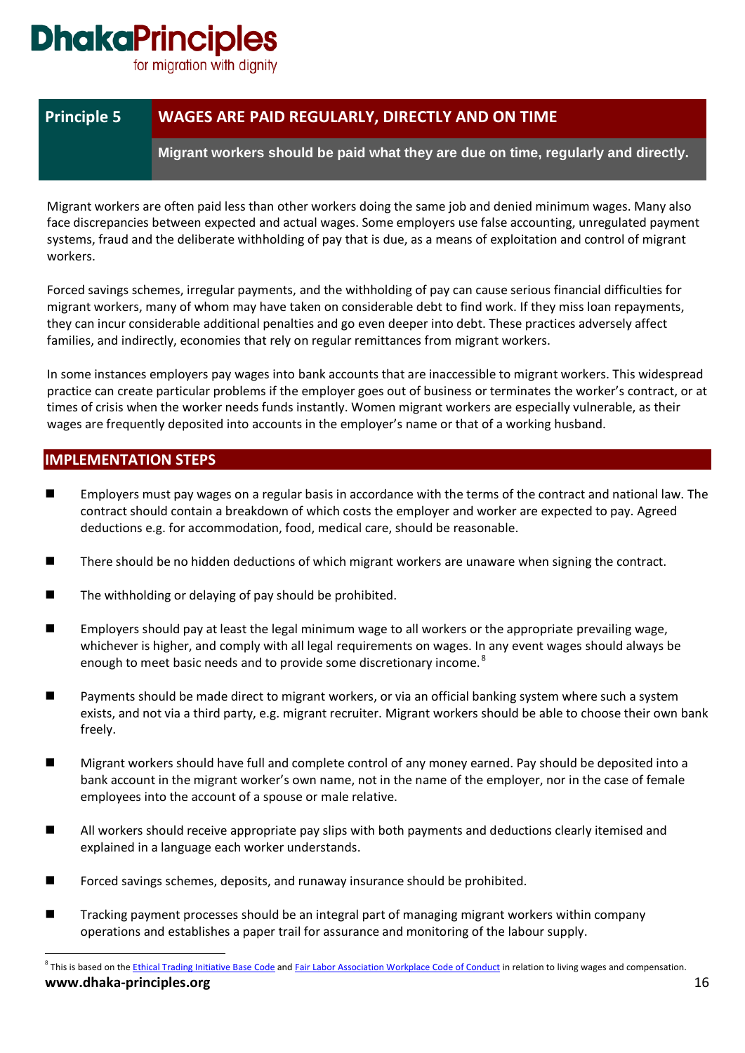## Principle 5 — WAGES ARE PAID REGULARLY, DIRECTLY AND ON TIME

**Migrant workers should be paid what they are due on time, regularly and directly.**

Migrant workers are often paid less than other workers doing the same job and denied minimum wages. Many also face discrepancies between expected and actual wages. Some employers use false accounting, unregulated payment systems, fraud and the deliberate withholding of pay that is due, as a means of exploitation and control of migrant workers.

Forced savings schemes, irregular payments, and the withholding of pay can cause serious financial difficulties for migrant workers, many of whom may have taken on considerable debt to find work. If they miss loan repayments, they can incur considerable additional penalties and go even deeper into debt. These practices adversely affect families, and indirectly, economies that rely on regular remittances from migrant workers.

In some instances employers pay wages into bank accounts that are inaccessible to migrant workers. This widespread practice can create particular problems if the employer goes out of business or terminates the worker's contract, or at times of crisis when the worker needs funds instantly. Women migrant workers are especially vulnerable, as their wages are frequently deposited into accounts in the employer's name or that of a working husband.

### IMPLEMENTATION STEPS

- Employers must pay wages on a regular basis in accordance with the terms of the contract and national law. The contract should contain a breakdown of which costs the employer and worker are expected to pay. Agreed deductions e.g. for accommodation, food, medical care, should be reasonable.
- There should be no hidden deductions of which migrant workers are unaware when signing the contract.
- The withholding or delaying of pay should be prohibited.
- Employers should pay at least the legal minimum wage to all workers or the appropriate prevailing wage, whichever is higher, and comply with all legal requirements on wages. In any event wages should always be enough to meet basic needs and to provide some discretionary income.[8]
- Payments should be made direct to migrant workers, or via an official banking system where such a system exists, and not via a third party, e.g. migrant recruiter. Migrant workers should be able to choose their own bank freely.
- Migrant workers should have full and complete control of any money earned. Pay should be deposited into a bank account in the migrant worker's own name, not in the name of the employer, nor in the case of female employees into the account of a spouse or male relative.
- All workers should receive appropriate pay slips with both payments and deductions clearly itemised and explained in a language each worker understands.
- Forced savings schemes, deposits, and runaway insurance should be prohibited.
- Tracking payment processes should be an integral part of managing migrant workers within company operations and establishes a paper trail for assurance and monitoring of the labour supply.

---

[8] This is based on the Ethical Trading Initiative Base Code and Fair Labor Association Workplace Code of Conduct in relation to living wages and compensation.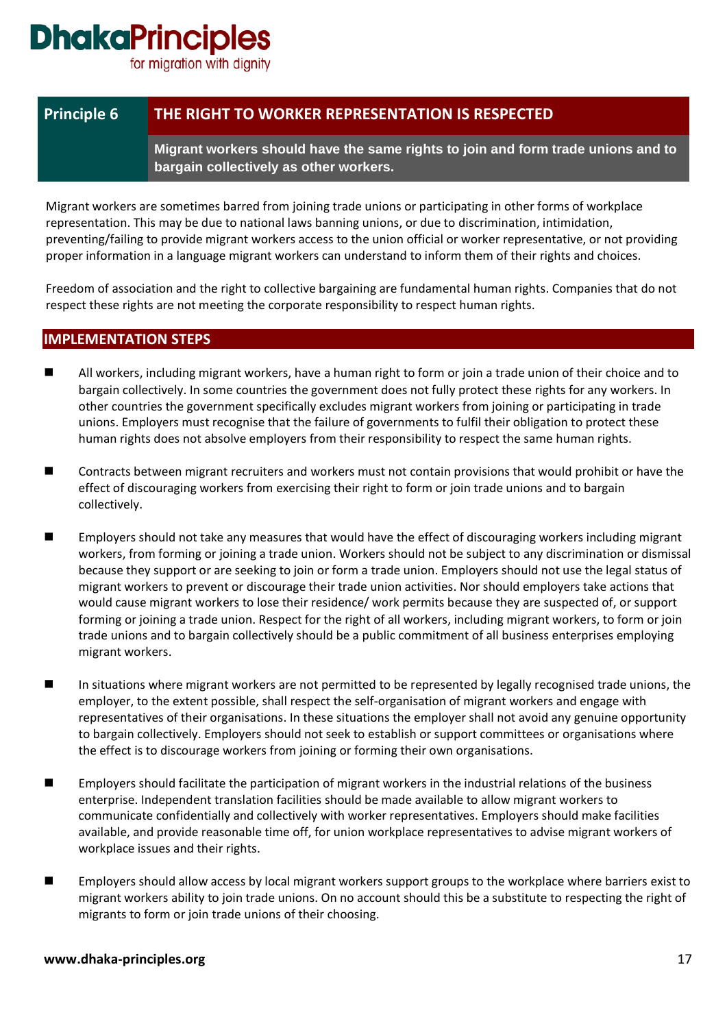# Principle 6 — THE RIGHT TO WORKER REPRESENTATION IS RESPECTED

**Migrant workers should have the same rights to join and form trade unions and to bargain collectively as other workers.**

Migrant workers are sometimes barred from joining trade unions or participating in other forms of workplace representation. This may be due to national laws banning unions, or due to discrimination, intimidation, preventing/failing to provide migrant workers access to the union official or worker representative, or not providing proper information in a language migrant workers can understand to inform them of their rights and choices.

Freedom of association and the right to collective bargaining are fundamental human rights. Companies that do not respect these rights are not meeting the corporate responsibility to respect human rights.

## IMPLEMENTATION STEPS

- All workers, including migrant workers, have a human right to form or join a trade union of their choice and to bargain collectively. In some countries the government does not fully protect these rights for any workers. In other countries the government specifically excludes migrant workers from joining or participating in trade unions. Employers must recognise that the failure of governments to fulfil their obligation to protect these human rights does not absolve employers from their responsibility to respect the same human rights.

- Contracts between migrant recruiters and workers must not contain provisions that would prohibit or have the effect of discouraging workers from exercising their right to form or join trade unions and to bargain collectively.

- Employers should not take any measures that would have the effect of discouraging workers including migrant workers, from forming or joining a trade union. Workers should not be subject to any discrimination or dismissal because they support or are seeking to join or form a trade union. Employers should not use the legal status of migrant workers to prevent or discourage their trade union activities. Nor should employers take actions that would cause migrant workers to lose their residence/ work permits because they are suspected of, or support forming or joining a trade union. Respect for the right of all workers, including migrant workers, to form or join trade unions and to bargain collectively should be a public commitment of all business enterprises employing migrant workers.

- In situations where migrant workers are not permitted to be represented by legally recognised trade unions, the employer, to the extent possible, shall respect the self-organisation of migrant workers and engage with representatives of their organisations. In these situations the employer shall not avoid any genuine opportunity to bargain collectively. Employers should not seek to establish or support committees or organisations where the effect is to discourage workers from joining or forming their own organisations.

- Employers should facilitate the participation of migrant workers in the industrial relations of the business enterprise. Independent translation facilities should be made available to allow migrant workers to communicate confidentially and collectively with worker representatives. Employers should make facilities available, and provide reasonable time off, for union workplace representatives to advise migrant workers of workplace issues and their rights.

- Employers should allow access by local migrant workers support groups to the workplace where barriers exist to migrant workers ability to join trade unions. On no account should this be a substitute to respecting the right of migrants to form or join trade unions of their choosing.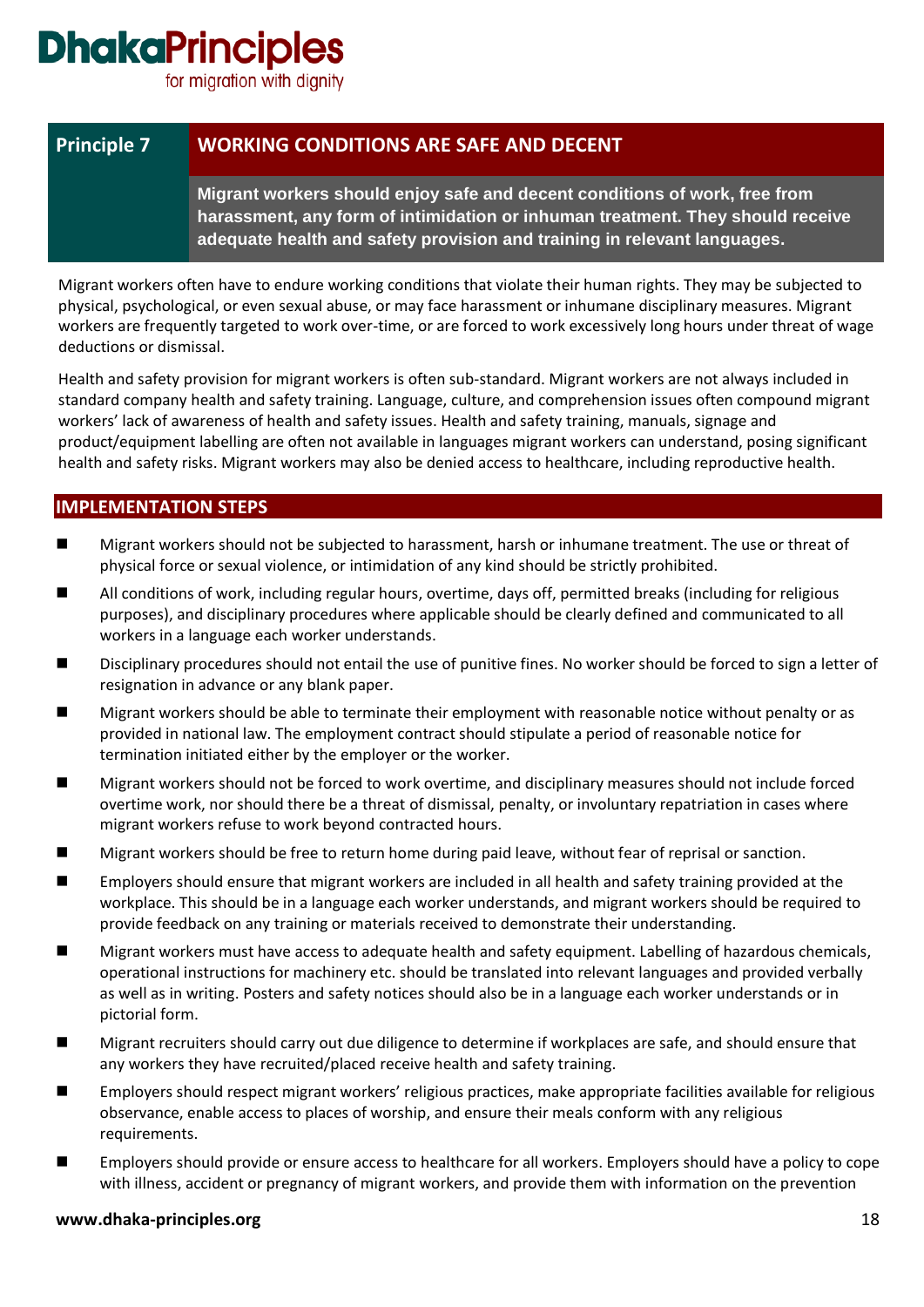# Principle 7 — WORKING CONDITIONS ARE SAFE AND DECENT

**Migrant workers should enjoy safe and decent conditions of work, free from harassment, any form of intimidation or inhuman treatment. They should receive adequate health and safety provision and training in relevant languages.**

Migrant workers often have to endure working conditions that violate their human rights. They may be subjected to physical, psychological, or even sexual abuse, or may face harassment or inhumane disciplinary measures. Migrant workers are frequently targeted to work over-time, or are forced to work excessively long hours under threat of wage deductions or dismissal.

Health and safety provision for migrant workers is often sub-standard. Migrant workers are not always included in standard company health and safety training. Language, culture, and comprehension issues often compound migrant workers' lack of awareness of health and safety issues. Health and safety training, manuals, signage and product/equipment labelling are often not available in languages migrant workers can understand, posing significant health and safety risks. Migrant workers may also be denied access to healthcare, including reproductive health.

## IMPLEMENTATION STEPS

- Migrant workers should not be subjected to harassment, harsh or inhumane treatment. The use or threat of physical force or sexual violence, or intimidation of any kind should be strictly prohibited.
- All conditions of work, including regular hours, overtime, days off, permitted breaks (including for religious purposes), and disciplinary procedures where applicable should be clearly defined and communicated to all workers in a language each worker understands.
- Disciplinary procedures should not entail the use of punitive fines. No worker should be forced to sign a letter of resignation in advance or any blank paper.
- Migrant workers should be able to terminate their employment with reasonable notice without penalty or as provided in national law. The employment contract should stipulate a period of reasonable notice for termination initiated either by the employer or the worker.
- Migrant workers should not be forced to work overtime, and disciplinary measures should not include forced overtime work, nor should there be a threat of dismissal, penalty, or involuntary repatriation in cases where migrant workers refuse to work beyond contracted hours.
- Migrant workers should be free to return home during paid leave, without fear of reprisal or sanction.
- Employers should ensure that migrant workers are included in all health and safety training provided at the workplace. This should be in a language each worker understands, and migrant workers should be required to provide feedback on any training or materials received to demonstrate their understanding.
- Migrant workers must have access to adequate health and safety equipment. Labelling of hazardous chemicals, operational instructions for machinery etc. should be translated into relevant languages and provided verbally as well as in writing. Posters and safety notices should also be in a language each worker understands or in pictorial form.
- Migrant recruiters should carry out due diligence to determine if workplaces are safe, and should ensure that any workers they have recruited/placed receive health and safety training.
- Employers should respect migrant workers' religious practices, make appropriate facilities available for religious observance, enable access to places of worship, and ensure their meals conform with any religious requirements.
- Employers should provide or ensure access to healthcare for all workers. Employers should have a policy to cope with illness, accident or pregnancy of migrant workers, and provide them with information on the prevention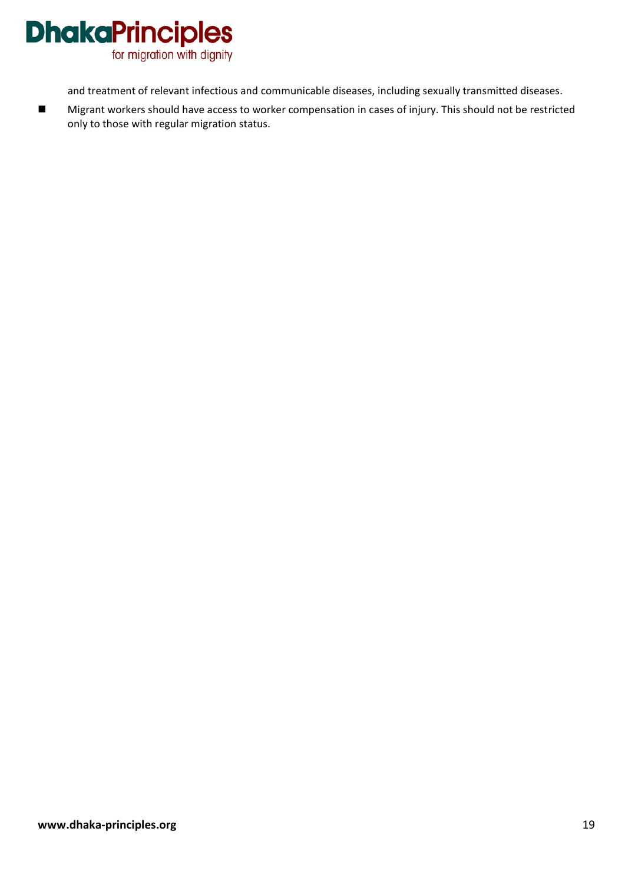and treatment of relevant infectious and communicable diseases, including sexually transmitted diseases.

- Migrant workers should have access to worker compensation in cases of injury. This should not be restricted only to those with regular migration status.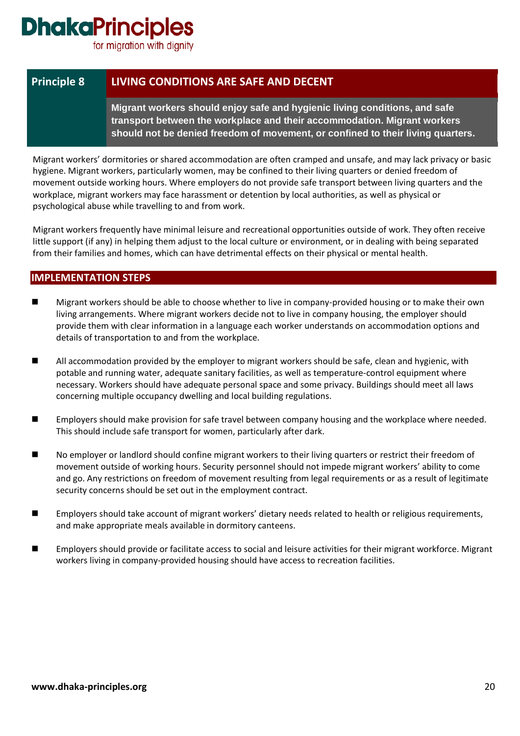## Principle 8 — LIVING CONDITIONS ARE SAFE AND DECENT

**Migrant workers should enjoy safe and hygienic living conditions, and safe transport between the workplace and their accommodation. Migrant workers should not be denied freedom of movement, or confined to their living quarters.**

Migrant workers' dormitories or shared accommodation are often cramped and unsafe, and may lack privacy or basic hygiene. Migrant workers, particularly women, may be confined to their living quarters or denied freedom of movement outside working hours. Where employers do not provide safe transport between living quarters and the workplace, migrant workers may face harassment or detention by local authorities, as well as physical or psychological abuse while travelling to and from work.

Migrant workers frequently have minimal leisure and recreational opportunities outside of work. They often receive little support (if any) in helping them adjust to the local culture or environment, or in dealing with being separated from their families and homes, which can have detrimental effects on their physical or mental health.

### IMPLEMENTATION STEPS

- Migrant workers should be able to choose whether to live in company-provided housing or to make their own living arrangements. Where migrant workers decide not to live in company housing, the employer should provide them with clear information in a language each worker understands on accommodation options and details of transportation to and from the workplace.
- All accommodation provided by the employer to migrant workers should be safe, clean and hygienic, with potable and running water, adequate sanitary facilities, as well as temperature-control equipment where necessary. Workers should have adequate personal space and some privacy. Buildings should meet all laws concerning multiple occupancy dwelling and local building regulations.
- Employers should make provision for safe travel between company housing and the workplace where needed. This should include safe transport for women, particularly after dark.
- No employer or landlord should confine migrant workers to their living quarters or restrict their freedom of movement outside of working hours. Security personnel should not impede migrant workers' ability to come and go. Any restrictions on freedom of movement resulting from legal requirements or as a result of legitimate security concerns should be set out in the employment contract.
- Employers should take account of migrant workers' dietary needs related to health or religious requirements, and make appropriate meals available in dormitory canteens.
- Employers should provide or facilitate access to social and leisure activities for their migrant workforce. Migrant workers living in company-provided housing should have access to recreation facilities.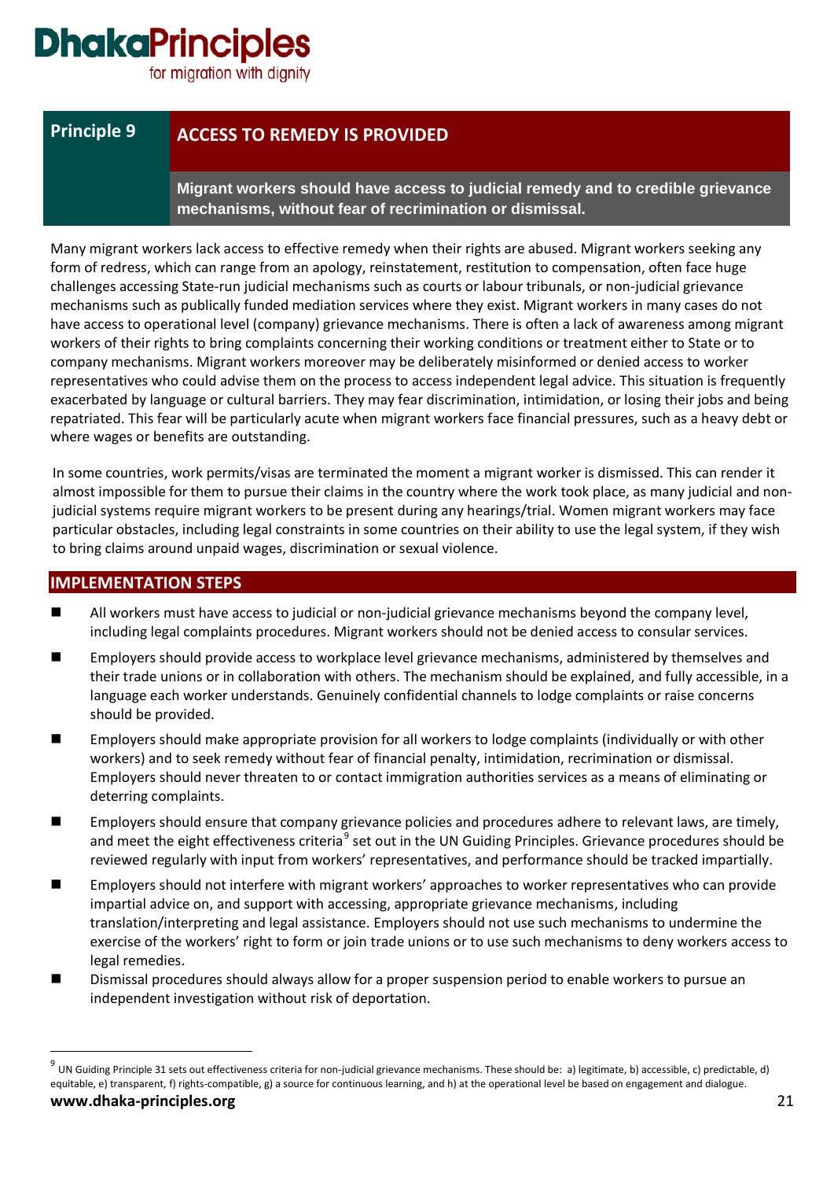# Principle 9 — ACCESS TO REMEDY IS PROVIDED

**Migrant workers should have access to judicial remedy and to credible grievance mechanisms, without fear of recrimination or dismissal.**

Many migrant workers lack access to effective remedy when their rights are abused. Migrant workers seeking any form of redress, which can range from an apology, reinstatement, restitution to compensation, often face huge challenges accessing State-run judicial mechanisms such as courts or labour tribunals, or non-judicial grievance mechanisms such as publically funded mediation services where they exist. Migrant workers in many cases do not have access to operational level (company) grievance mechanisms. There is often a lack of awareness among migrant workers of their rights to bring complaints concerning their working conditions or treatment either to State or to company mechanisms. Migrant workers moreover may be deliberately misinformed or denied access to worker representatives who could advise them on the process to access independent legal advice. This situation is frequently exacerbated by language or cultural barriers. They may fear discrimination, intimidation, or losing their jobs and being repatriated. This fear will be particularly acute when migrant workers face financial pressures, such as a heavy debt or where wages or benefits are outstanding.

In some countries, work permits/visas are terminated the moment a migrant worker is dismissed. This can render it almost impossible for them to pursue their claims in the country where the work took place, as many judicial and non-judicial systems require migrant workers to be present during any hearings/trial. Women migrant workers may face particular obstacles, including legal constraints in some countries on their ability to use the legal system, if they wish to bring claims around unpaid wages, discrimination or sexual violence.

## IMPLEMENTATION STEPS

- All workers must have access to judicial or non-judicial grievance mechanisms beyond the company level, including legal complaints procedures. Migrant workers should not be denied access to consular services.
- Employers should provide access to workplace level grievance mechanisms, administered by themselves and their trade unions or in collaboration with others. The mechanism should be explained, and fully accessible, in a language each worker understands. Genuinely confidential channels to lodge complaints or raise concerns should be provided.
- Employers should make appropriate provision for all workers to lodge complaints (individually or with other workers) and to seek remedy without fear of financial penalty, intimidation, recrimination or dismissal. Employers should never threaten to or contact immigration authorities services as a means of eliminating or deterring complaints.
- Employers should ensure that company grievance policies and procedures adhere to relevant laws, are timely, and meet the eight effectiveness criteria[9] set out in the UN Guiding Principles. Grievance procedures should be reviewed regularly with input from workers' representatives, and performance should be tracked impartially.
- Employers should not interfere with migrant workers' approaches to worker representatives who can provide impartial advice on, and support with accessing, appropriate grievance mechanisms, including translation/interpreting and legal assistance. Employers should not use such mechanisms to undermine the exercise of the workers' right to form or join trade unions or to use such mechanisms to deny workers access to legal remedies.
- Dismissal procedures should always allow for a proper suspension period to enable workers to pursue an independent investigation without risk of deportation.

---

[9] UN Guiding Principle 31 sets out effectiveness criteria for non-judicial grievance mechanisms. These should be: a) legitimate, b) accessible, c) predictable, d) equitable, e) transparent, f) rights-compatible, g) a source for continuous learning, and h) at the operational level be based on engagement and dialogue.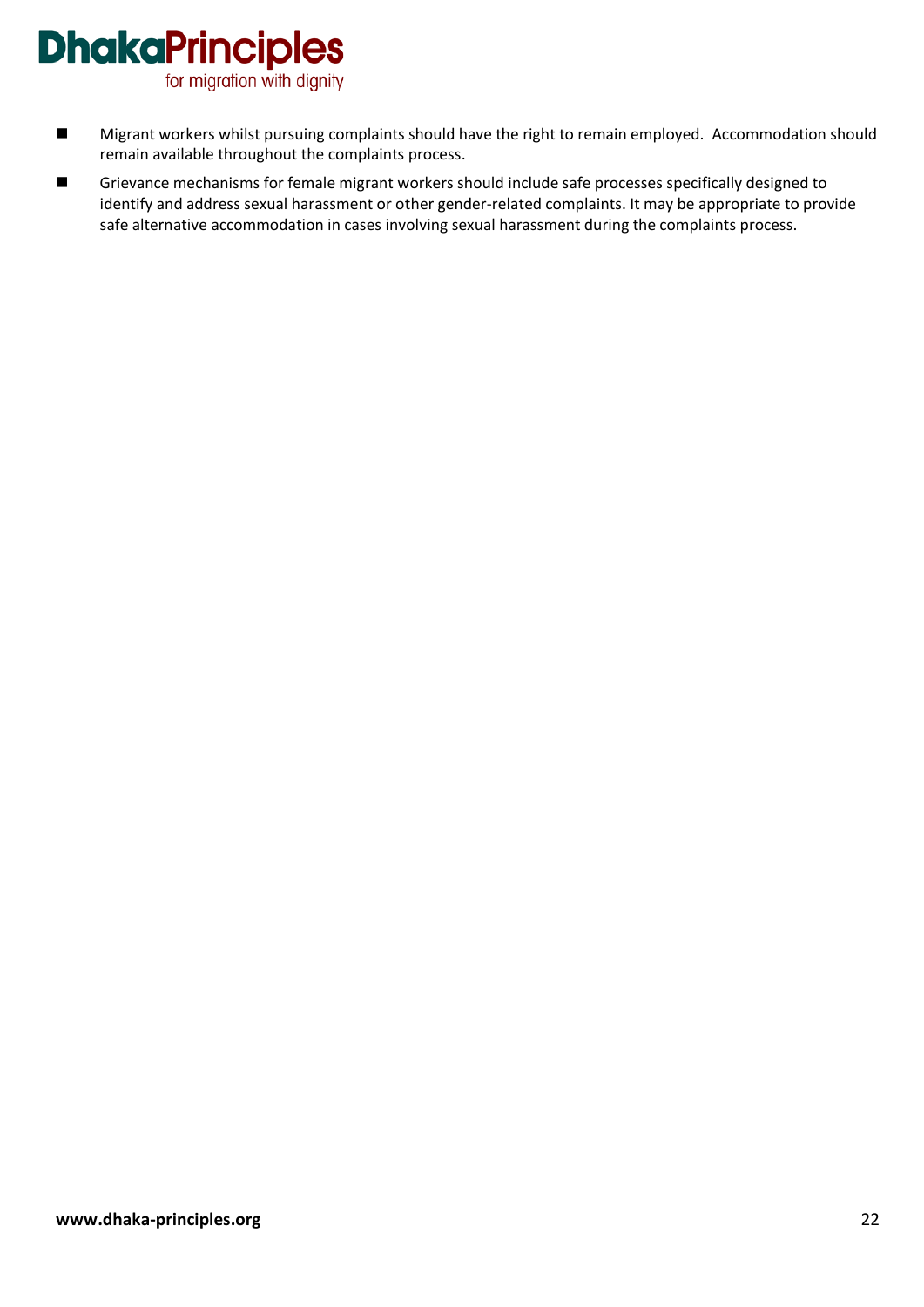- Migrant workers whilst pursuing complaints should have the right to remain employed. Accommodation should remain available throughout the complaints process.
- Grievance mechanisms for female migrant workers should include safe processes specifically designed to identify and address sexual harassment or other gender-related complaints. It may be appropriate to provide safe alternative accommodation in cases involving sexual harassment during the complaints process.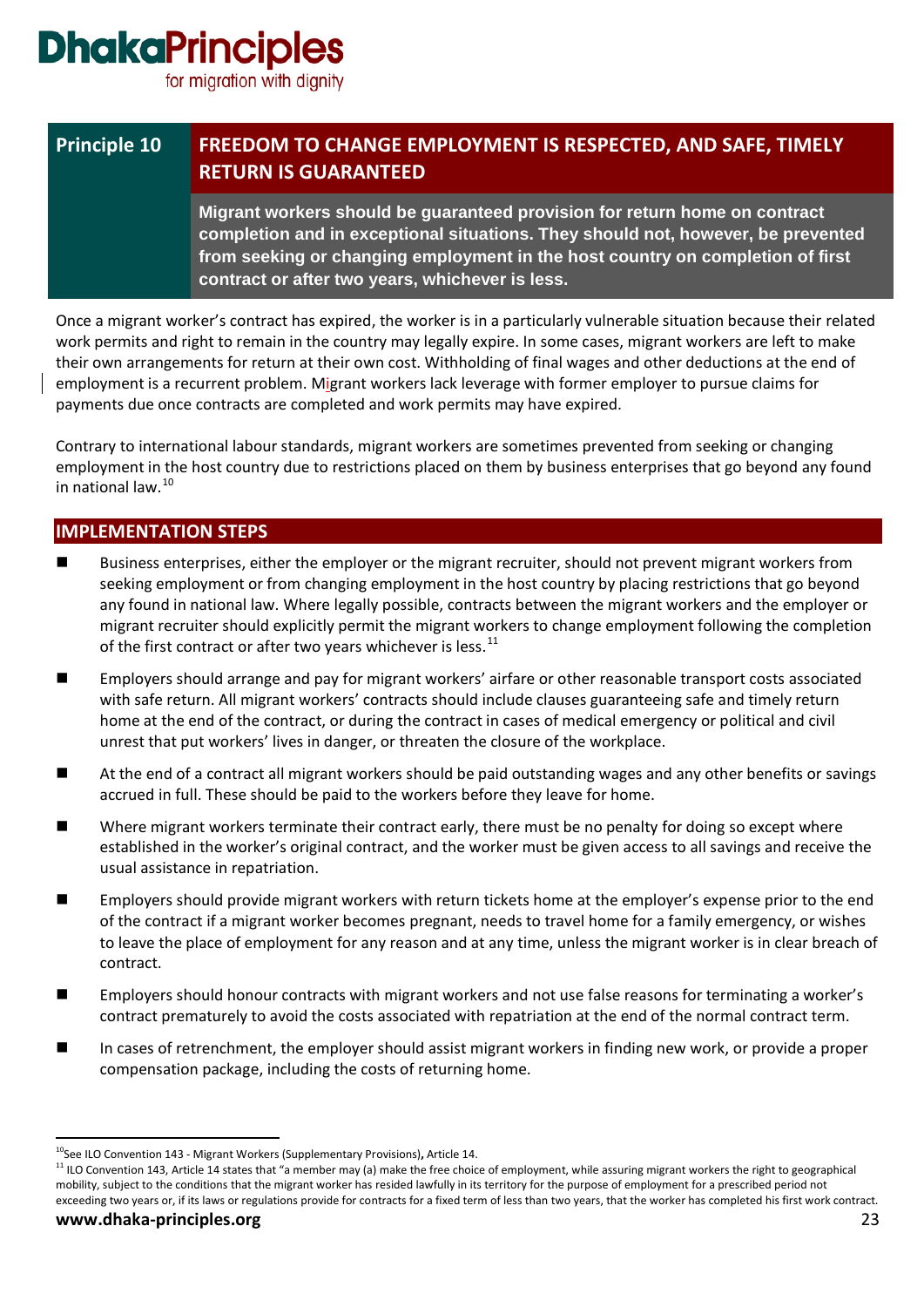## Principle 10 — FREEDOM TO CHANGE EMPLOYMENT IS RESPECTED, AND SAFE, TIMELY RETURN IS GUARANTEED

**Migrant workers should be guaranteed provision for return home on contract completion and in exceptional situations. They should not, however, be prevented from seeking or changing employment in the host country on completion of first contract or after two years, whichever is less.**

Once a migrant worker's contract has expired, the worker is in a particularly vulnerable situation because their related work permits and right to remain in the country may legally expire. In some cases, migrant workers are left to make their own arrangements for return at their own cost. Withholding of final wages and other deductions at the end of employment is a recurrent problem. Migrant workers lack leverage with former employer to pursue claims for payments due once contracts are completed and work permits may have expired.

Contrary to international labour standards, migrant workers are sometimes prevented from seeking or changing employment in the host country due to restrictions placed on them by business enterprises that go beyond any found in national law.[10]

### IMPLEMENTATION STEPS

- Business enterprises, either the employer or the migrant recruiter, should not prevent migrant workers from seeking employment or from changing employment in the host country by placing restrictions that go beyond any found in national law. Where legally possible, contracts between the migrant workers and the employer or migrant recruiter should explicitly permit the migrant workers to change employment following the completion of the first contract or after two years whichever is less.[11]
- Employers should arrange and pay for migrant workers' airfare or other reasonable transport costs associated with safe return. All migrant workers' contracts should include clauses guaranteeing safe and timely return home at the end of the contract, or during the contract in cases of medical emergency or political and civil unrest that put workers' lives in danger, or threaten the closure of the workplace.
- At the end of a contract all migrant workers should be paid outstanding wages and any other benefits or savings accrued in full. These should be paid to the workers before they leave for home.
- Where migrant workers terminate their contract early, there must be no penalty for doing so except where established in the worker's original contract, and the worker must be given access to all savings and receive the usual assistance in repatriation.
- Employers should provide migrant workers with return tickets home at the employer's expense prior to the end of the contract if a migrant worker becomes pregnant, needs to travel home for a family emergency, or wishes to leave the place of employment for any reason and at any time, unless the migrant worker is in clear breach of contract.
- Employers should honour contracts with migrant workers and not use false reasons for terminating a worker's contract prematurely to avoid the costs associated with repatriation at the end of the normal contract term.
- In cases of retrenchment, the employer should assist migrant workers in finding new work, or provide a proper compensation package, including the costs of returning home.

---

[10] See ILO Convention 143 - Migrant Workers (Supplementary Provisions), Article 14.

[11] ILO Convention 143, Article 14 states that "a member may (a) make the free choice of employment, while assuring migrant workers the right to geographical mobility, subject to the conditions that the migrant worker has resided lawfully in its territory for the purpose of employment for a prescribed period not exceeding two years or, if its laws or regulations provide for contracts for a fixed term of less than two years, that the worker has completed his first work contract.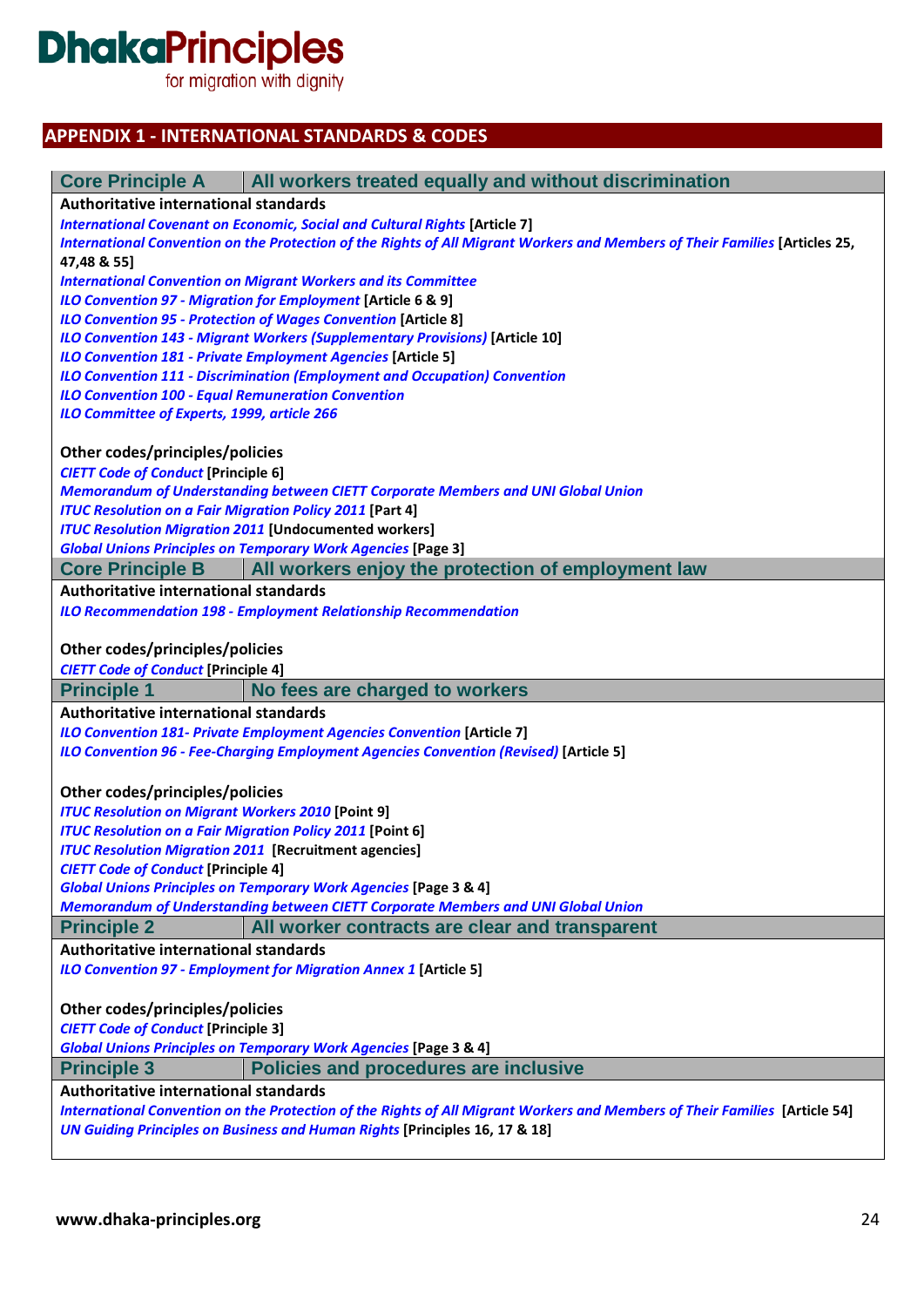**Dhaka**Principles
for migration with dignity

## APPENDIX 1 - INTERNATIONAL STANDARDS & CODES

### Core Principle A | All workers treated equally and without discrimination

**Authoritative international standards**

*International Covenant on Economic, Social and Cultural Rights* **[Article 7]**
*International Convention on the Protection of the Rights of All Migrant Workers and Members of Their Families* **[Articles 25, 47,48 & 55]**
*International Convention on Migrant Workers and its Committee*
*ILO Convention 97 - Migration for Employment* **[Article 6 & 9]**
*ILO Convention 95 - Protection of Wages Convention* **[Article 8]**
*ILO Convention 143 - Migrant Workers (Supplementary Provisions)* **[Article 10]**
*ILO Convention 181 - Private Employment Agencies* **[Article 5]**
*ILO Convention 111 - Discrimination (Employment and Occupation) Convention*
*ILO Convention 100 - Equal Remuneration Convention*
*ILO Committee of Experts, 1999, article 266*

**Other codes/principles/policies**

*CIETT Code of Conduct* **[Principle 6]**
*Memorandum of Understanding between CIETT Corporate Members and UNI Global Union*
*ITUC Resolution on a Fair Migration Policy 2011* **[Part 4]**
*ITUC Resolution Migration 2011* **[Undocumented workers]**
*Global Unions Principles on Temporary Work Agencies* **[Page 3]**

### Core Principle B | All workers enjoy the protection of employment law

**Authoritative international standards**

*ILO Recommendation 198 - Employment Relationship Recommendation*

**Other codes/principles/policies**

*CIETT Code of Conduct* **[Principle 4]**

### Principle 1 | No fees are charged to workers

**Authoritative international standards**

*ILO Convention 181- Private Employment Agencies Convention* **[Article 7]**
*ILO Convention 96 - Fee-Charging Employment Agencies Convention (Revised)* **[Article 5]**

**Other codes/principles/policies**

*ITUC Resolution on Migrant Workers 2010* **[Point 9]**
*ITUC Resolution on a Fair Migration Policy 2011* **[Point 6]**
*ITUC Resolution Migration 2011* **[Recruitment agencies]**
*CIETT Code of Conduct* **[Principle 4]**
*Global Unions Principles on Temporary Work Agencies* **[Page 3 & 4]**
*Memorandum of Understanding between CIETT Corporate Members and UNI Global Union*

### Principle 2 | All worker contracts are clear and transparent

**Authoritative international standards**

*ILO Convention 97 - Employment for Migration Annex 1* **[Article 5]**

**Other codes/principles/policies**

*CIETT Code of Conduct* **[Principle 3]**
*Global Unions Principles on Temporary Work Agencies* **[Page 3 & 4]**

### Principle 3 | Policies and procedures are inclusive

**Authoritative international standards**

*International Convention on the Protection of the Rights of All Migrant Workers and Members of Their Families* **[Article 54]**
*UN Guiding Principles on Business and Human Rights* **[Principles 16, 17 & 18]**

**www.dhaka-principles.org**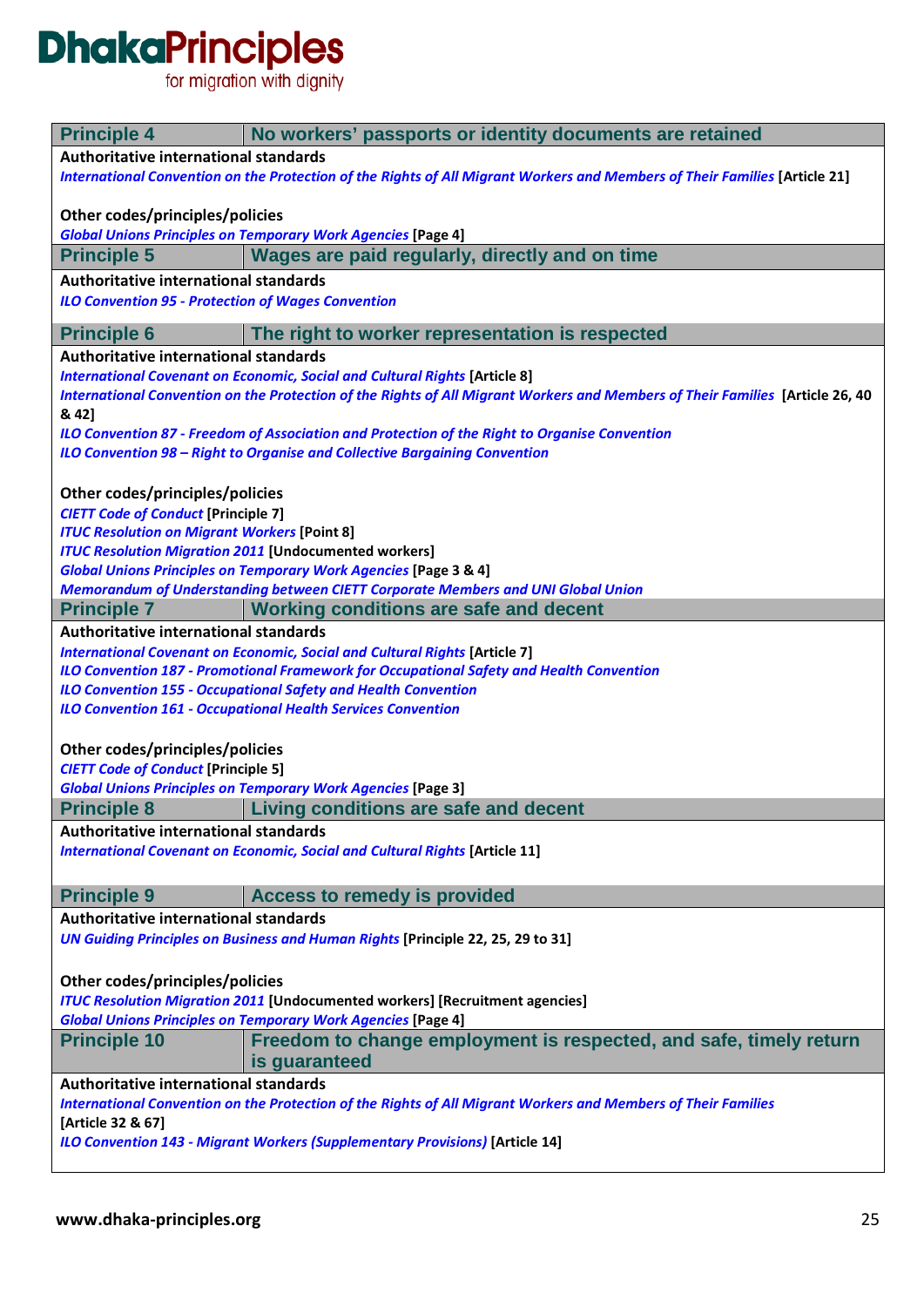| Principle 4 | No workers' passports or identity documents are retained |
|---|---|

**Authoritative international standards**

*International Convention on the Protection of the Rights of All Migrant Workers and Members of Their Families* **[Article 21]**

**Other codes/principles/policies**

*Global Unions Principles on Temporary Work Agencies* **[Page 4]**

| Principle 5 | Wages are paid regularly, directly and on time |
|---|---|

**Authoritative international standards**

*ILO Convention 95 - Protection of Wages Convention*

| Principle 6 | The right to worker representation is respected |
|---|---|

**Authoritative international standards**

*International Covenant on Economic, Social and Cultural Rights* **[Article 8]**
*International Convention on the Protection of the Rights of All Migrant Workers and Members of Their Families* **[Article 26, 40 & 42]**
*ILO Convention 87 - Freedom of Association and Protection of the Right to Organise Convention*
*ILO Convention 98 – Right to Organise and Collective Bargaining Convention*

**Other codes/principles/policies**

*CIETT Code of Conduct* **[Principle 7]**
*ITUC Resolution on Migrant Workers* **[Point 8]**
*ITUC Resolution Migration 2011* **[Undocumented workers]**
*Global Unions Principles on Temporary Work Agencies* **[Page 3 & 4]**
*Memorandum of Understanding between CIETT Corporate Members and UNI Global Union*

| Principle 7 | Working conditions are safe and decent |
|---|---|

**Authoritative international standards**

*International Covenant on Economic, Social and Cultural Rights* **[Article 7]**
*ILO Convention 187 - Promotional Framework for Occupational Safety and Health Convention*
*ILO Convention 155 - Occupational Safety and Health Convention*
*ILO Convention 161 - Occupational Health Services Convention*

**Other codes/principles/policies**

*CIETT Code of Conduct* **[Principle 5]**
*Global Unions Principles on Temporary Work Agencies* **[Page 3]**

| Principle 8 | Living conditions are safe and decent |
|---|---|

**Authoritative international standards**

*International Covenant on Economic, Social and Cultural Rights* **[Article 11]**

| Principle 9 | Access to remedy is provided |
|---|---|

**Authoritative international standards**

*UN Guiding Principles on Business and Human Rights* **[Principle 22, 25, 29 to 31]**

**Other codes/principles/policies**

*ITUC Resolution Migration 2011* **[Undocumented workers] [Recruitment agencies]**
*Global Unions Principles on Temporary Work Agencies* **[Page 4]**

| Principle 10 | Freedom to change employment is respected, and safe, timely return is guaranteed |
|---|---|

**Authoritative international standards**

*International Convention on the Protection of the Rights of All Migrant Workers and Members of Their Families* **[Article 32 & 67]**
*ILO Convention 143 - Migrant Workers (Supplementary Provisions)* **[Article 14]**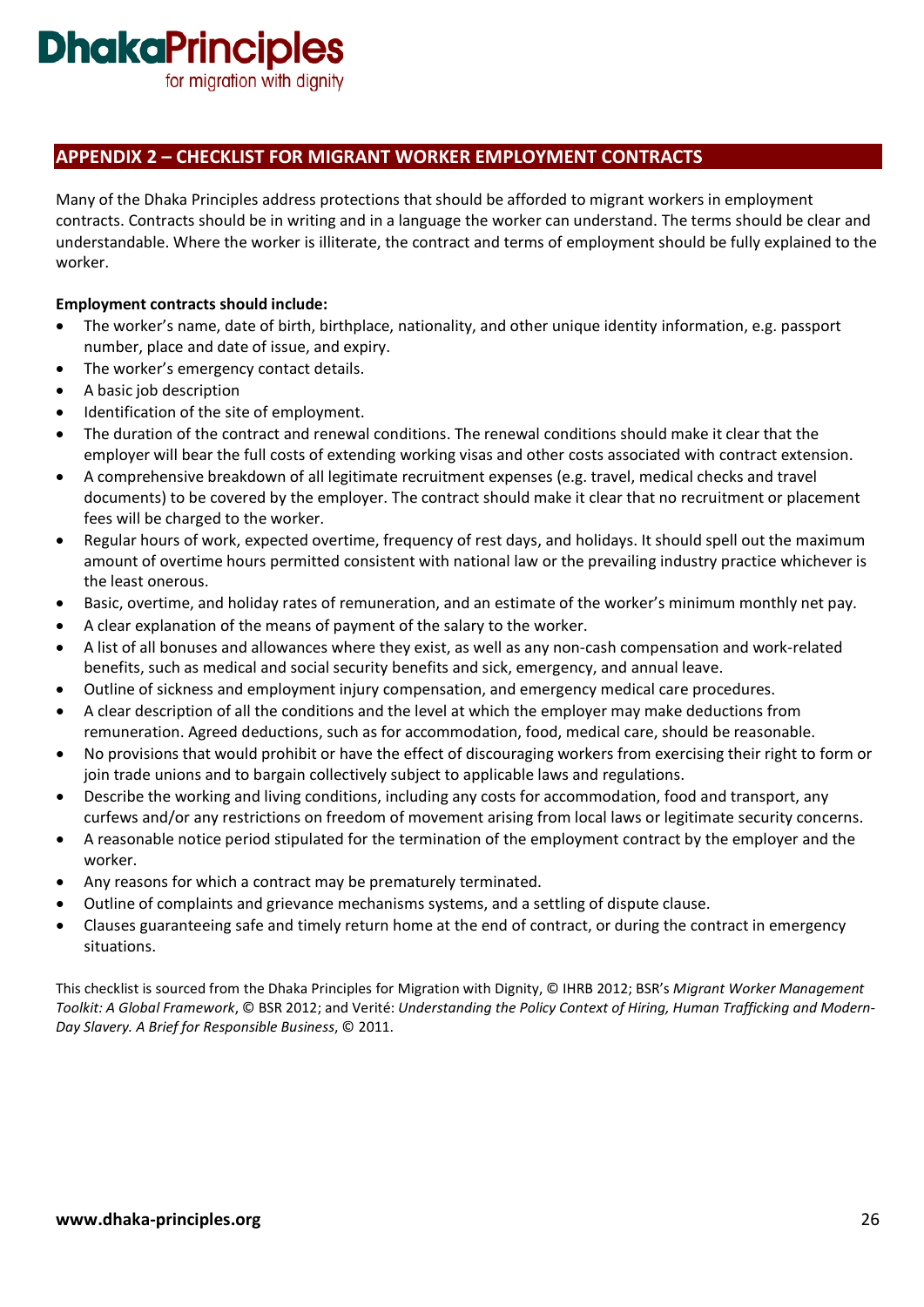## APPENDIX 2 – CHECKLIST FOR MIGRANT WORKER EMPLOYMENT CONTRACTS

Many of the Dhaka Principles address protections that should be afforded to migrant workers in employment contracts. Contracts should be in writing and in a language the worker can understand. The terms should be clear and understandable. Where the worker is illiterate, the contract and terms of employment should be fully explained to the worker.

**Employment contracts should include:**

- The worker's name, date of birth, birthplace, nationality, and other unique identity information, e.g. passport number, place and date of issue, and expiry.
- The worker's emergency contact details.
- A basic job description
- Identification of the site of employment.
- The duration of the contract and renewal conditions. The renewal conditions should make it clear that the employer will bear the full costs of extending working visas and other costs associated with contract extension.
- A comprehensive breakdown of all legitimate recruitment expenses (e.g. travel, medical checks and travel documents) to be covered by the employer. The contract should make it clear that no recruitment or placement fees will be charged to the worker.
- Regular hours of work, expected overtime, frequency of rest days, and holidays. It should spell out the maximum amount of overtime hours permitted consistent with national law or the prevailing industry practice whichever is the least onerous.
- Basic, overtime, and holiday rates of remuneration, and an estimate of the worker's minimum monthly net pay.
- A clear explanation of the means of payment of the salary to the worker.
- A list of all bonuses and allowances where they exist, as well as any non-cash compensation and work-related benefits, such as medical and social security benefits and sick, emergency, and annual leave.
- Outline of sickness and employment injury compensation, and emergency medical care procedures.
- A clear description of all the conditions and the level at which the employer may make deductions from remuneration. Agreed deductions, such as for accommodation, food, medical care, should be reasonable.
- No provisions that would prohibit or have the effect of discouraging workers from exercising their right to form or join trade unions and to bargain collectively subject to applicable laws and regulations.
- Describe the working and living conditions, including any costs for accommodation, food and transport, any curfews and/or any restrictions on freedom of movement arising from local laws or legitimate security concerns.
- A reasonable notice period stipulated for the termination of the employment contract by the employer and the worker.
- Any reasons for which a contract may be prematurely terminated.
- Outline of complaints and grievance mechanisms systems, and a settling of dispute clause.
- Clauses guaranteeing safe and timely return home at the end of contract, or during the contract in emergency situations.

This checklist is sourced from the Dhaka Principles for Migration with Dignity, © IHRB 2012; BSR's *Migrant Worker Management Toolkit: A Global Framework*, © BSR 2012; and Verité: *Understanding the Policy Context of Hiring, Human Trafficking and Modern-Day Slavery. A Brief for Responsible Business*, © 2011.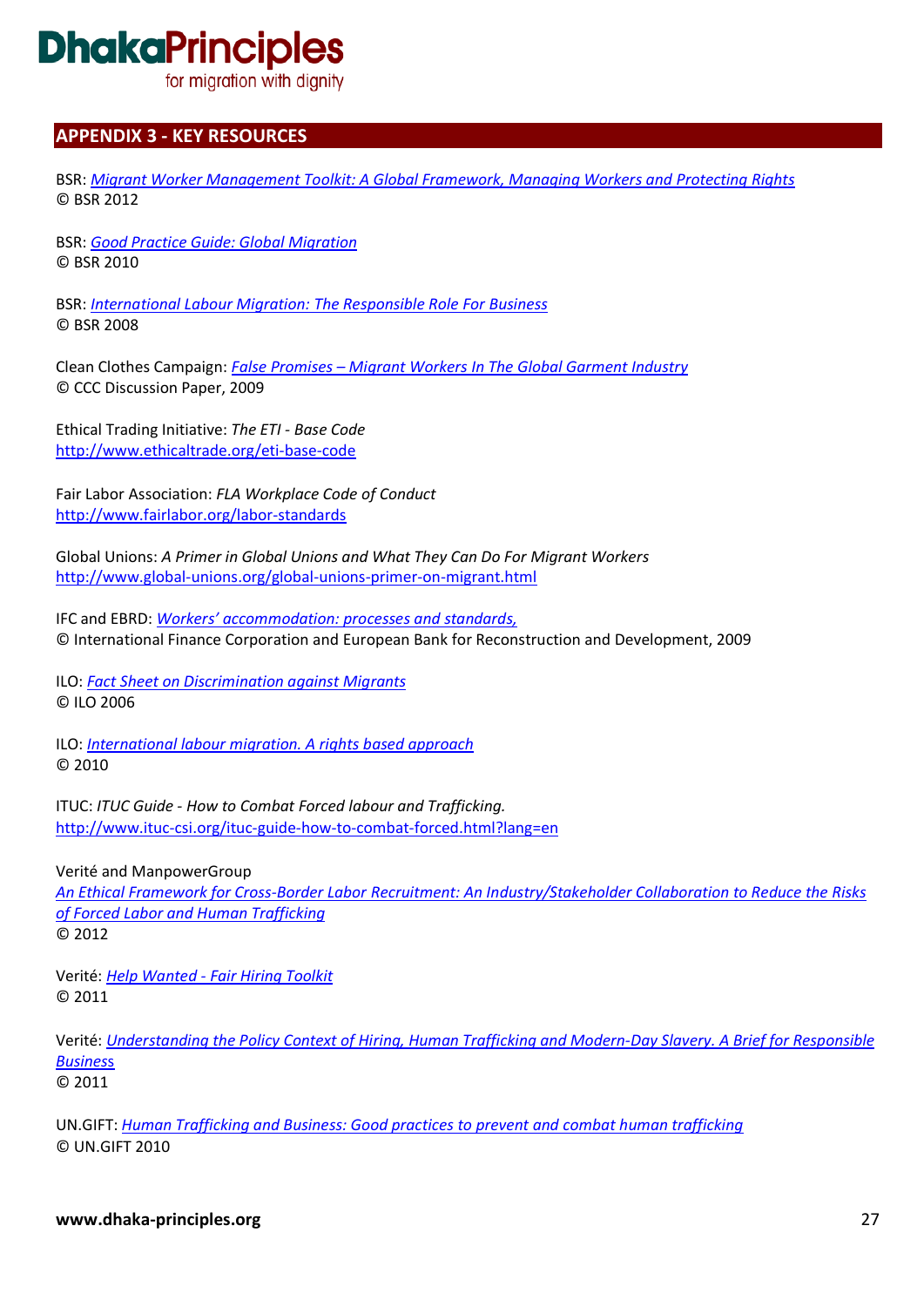## APPENDIX 3 - KEY RESOURCES

BSR: *Migrant Worker Management Toolkit: A Global Framework, Managing Workers and Protecting Rights*
© BSR 2012

BSR: *Good Practice Guide: Global Migration*
© BSR 2010

BSR: *International Labour Migration: The Responsible Role For Business*
© BSR 2008

Clean Clothes Campaign: *False Promises – Migrant Workers In The Global Garment Industry*
© CCC Discussion Paper, 2009

Ethical Trading Initiative: *The ETI - Base Code*
http://www.ethicaltrade.org/eti-base-code

Fair Labor Association: *FLA Workplace Code of Conduct*
http://www.fairlabor.org/labor-standards

Global Unions: *A Primer in Global Unions and What They Can Do For Migrant Workers*
http://www.global-unions.org/global-unions-primer-on-migrant.html

IFC and EBRD: *Workers' accommodation: processes and standards,*
© International Finance Corporation and European Bank for Reconstruction and Development, 2009

ILO: *Fact Sheet on Discrimination against Migrants*
© ILO 2006

ILO: *International labour migration. A rights based approach*
© 2010

ITUC: *ITUC Guide - How to Combat Forced labour and Trafficking.*
http://www.ituc-csi.org/ituc-guide-how-to-combat-forced.html?lang=en

Verité and ManpowerGroup
*An Ethical Framework for Cross-Border Labor Recruitment: An Industry/Stakeholder Collaboration to Reduce the Risks of Forced Labor and Human Trafficking*
© 2012

Verité: *Help Wanted - Fair Hiring Toolkit*
© 2011

Verité: *Understanding the Policy Context of Hiring, Human Trafficking and Modern-Day Slavery. A Brief for Responsible Business*
© 2011

UN.GIFT: *Human Trafficking and Business: Good practices to prevent and combat human trafficking*
© UN.GIFT 2010